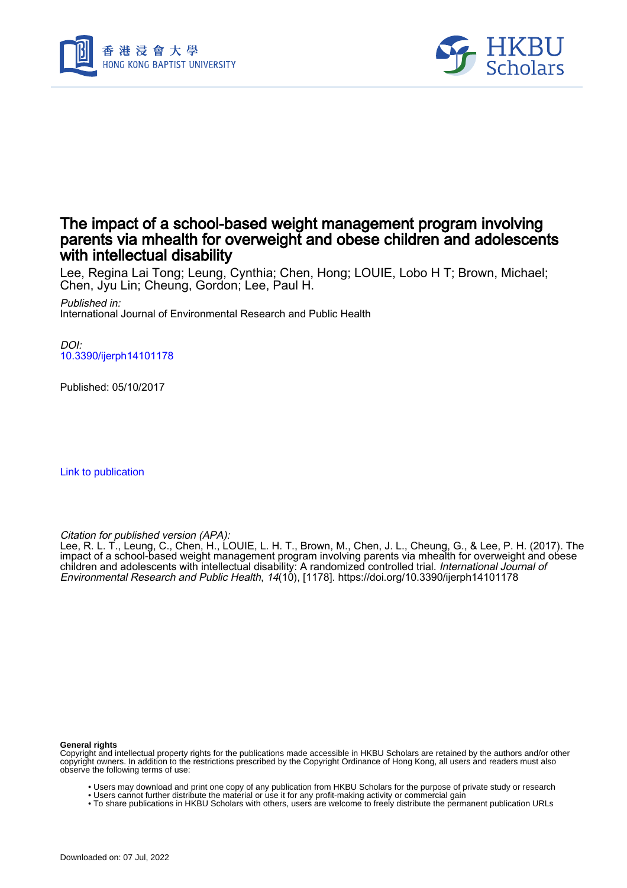# The impact of a school-based weight management program involving parents via mhealth for overweight and obese children and adolescents with intellectual disability

Lee, Regina Lai Tong; Leung, Cynthia; Chen, Hong; LOUIE, Lobo H T; Brown, Michael; Chen, Jyu Lin; Cheung, Gordon; Lee, Paul H.

*Published in:*
International Journal of Environmental Research and Public Health

*DOI:*
10.3390/ijerph14101178

Published: 05/10/2017

Link to publication

*Citation for published version (APA):*
Lee, R. L. T., Leung, C., Chen, H., LOUIE, L. H. T., Brown, M., Chen, J. L., Cheung, G., & Lee, P. H. (2017). The impact of a school-based weight management program involving parents via mhealth for overweight and obese children and adolescents with intellectual disability: A randomized controlled trial. *International Journal of Environmental Research and Public Health*, *14*(10), [1178]. https://doi.org/10.3390/ijerph14101178

**General rights**
Copyright and intellectual property rights for the publications made accessible in HKBU Scholars are retained by the authors and/or other copyright owners. In addition to the restrictions prescribed by the Copyright Ordinance of Hong Kong, all users and readers must also observe the following terms of use:

- Users may download and print one copy of any publication from HKBU Scholars for the purpose of private study or research
- Users cannot further distribute the material or use it for any profit-making activity or commercial gain
- To share publications in HKBU Scholars with others, users are welcome to freely distribute the permanent publication URLs

Downloaded on: 07 Jul, 2022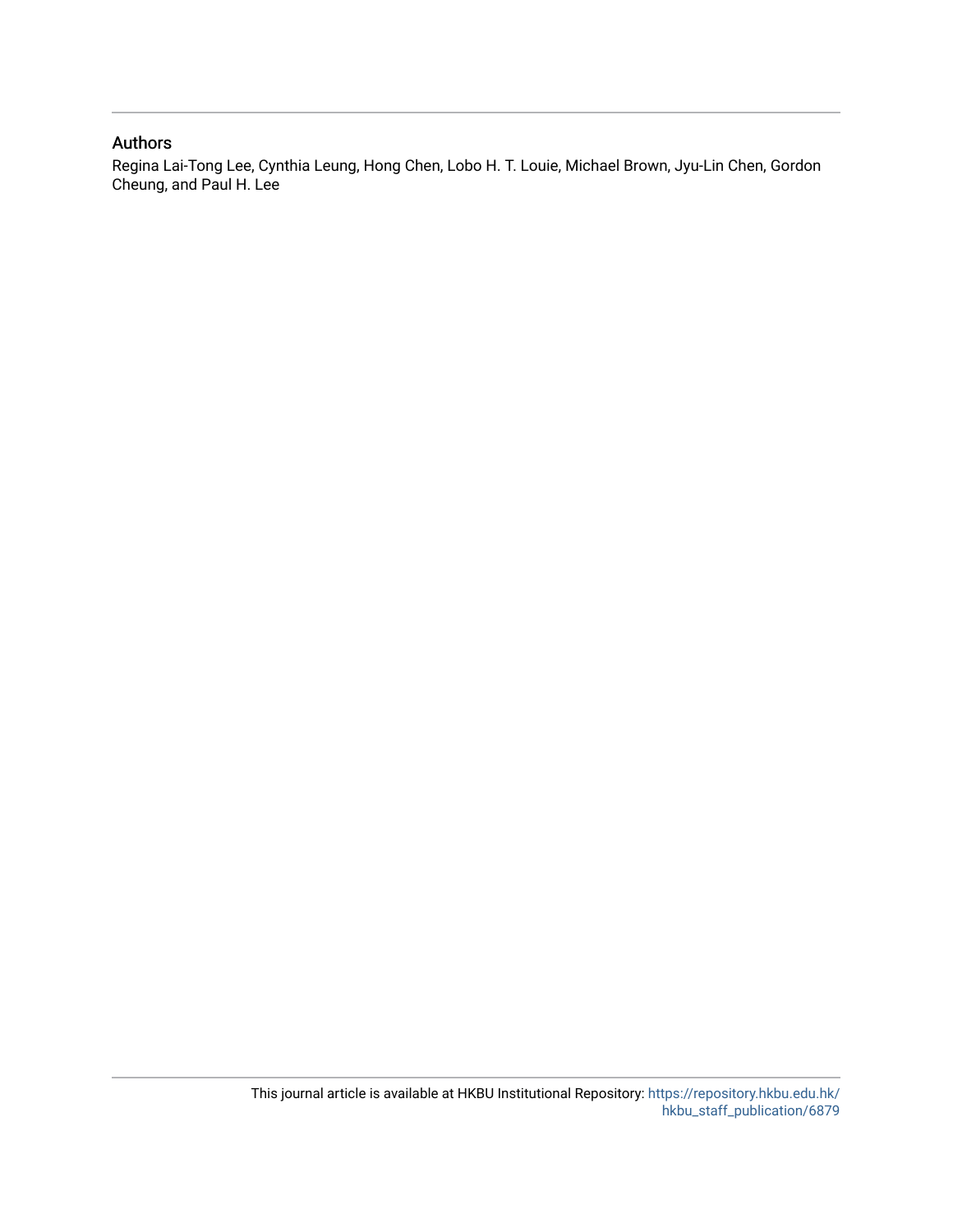## Authors

Regina Lai-Tong Lee, Cynthia Leung, Hong Chen, Lobo H. T. Louie, Michael Brown, Jyu-Lin Chen, Gordon Cheung, and Paul H. Lee

This journal article is available at HKBU Institutional Repository: https://repository.hkbu.edu.hk/hkbu_staff_publication/6879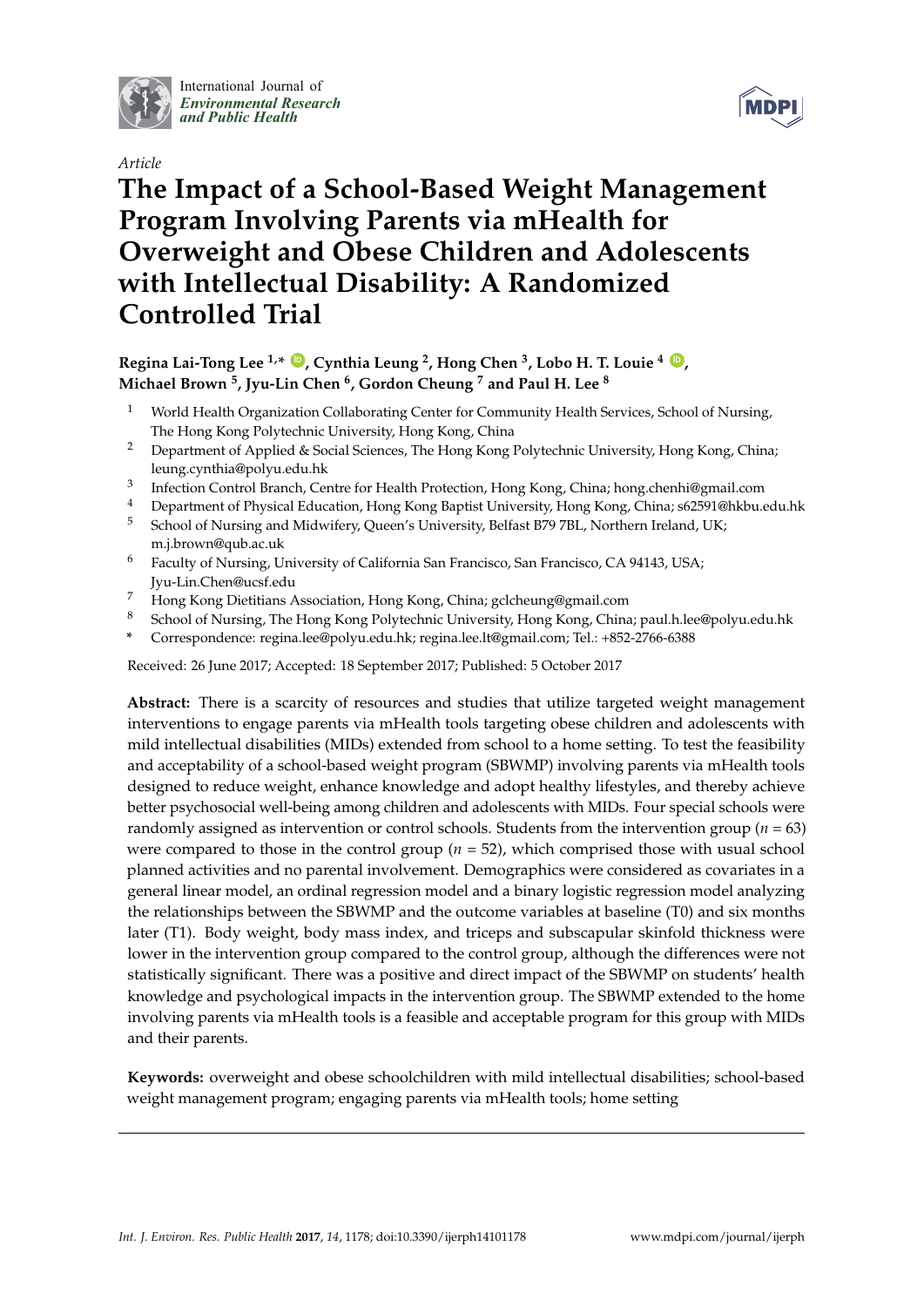International Journal of
*Environmental Research and Public Health*

MDPI

*Article*

# The Impact of a School-Based Weight Management Program Involving Parents via mHealth for Overweight and Obese Children and Adolescents with Intellectual Disability: A Randomized Controlled Trial

**Regina Lai-Tong Lee [1,*], Cynthia Leung [2], Hong Chen [3], Lobo H. T. Louie [4], Michael Brown [5], Jyu-Lin Chen [6], Gordon Cheung [7] and Paul H. Lee [8]**

1. World Health Organization Collaborating Center for Community Health Services, School of Nursing, The Hong Kong Polytechnic University, Hong Kong, China
2. Department of Applied & Social Sciences, The Hong Kong Polytechnic University, Hong Kong, China; leung.cynthia@polyu.edu.hk
3. Infection Control Branch, Centre for Health Protection, Hong Kong, China; hong.chenhi@gmail.com
4. Department of Physical Education, Hong Kong Baptist University, Hong Kong, China; s62591@hkbu.edu.hk
5. School of Nursing and Midwifery, Queen's University, Belfast B79 7BL, Northern Ireland, UK; m.j.brown@qub.ac.uk
6. Faculty of Nursing, University of California San Francisco, San Francisco, CA 94143, USA; Jyu-Lin.Chen@ucsf.edu
7. Hong Kong Dietitians Association, Hong Kong, China; gclcheung@gmail.com
8. School of Nursing, The Hong Kong Polytechnic University, Hong Kong, China; paul.h.lee@polyu.edu.hk

\* Correspondence: regina.lee@polyu.edu.hk; regina.lee.lt@gmail.com; Tel.: +852-2766-6388

Received: 26 June 2017; Accepted: 18 September 2017; Published: 5 October 2017

**Abstract:** There is a scarcity of resources and studies that utilize targeted weight management interventions to engage parents via mHealth tools targeting obese children and adolescents with mild intellectual disabilities (MIDs) extended from school to a home setting. To test the feasibility and acceptability of a school-based weight program (SBWMP) involving parents via mHealth tools designed to reduce weight, enhance knowledge and adopt healthy lifestyles, and thereby achieve better psychosocial well-being among children and adolescents with MIDs. Four special schools were randomly assigned as intervention or control schools. Students from the intervention group ($n = 63$) were compared to those in the control group ($n = 52$), which comprised those with usual school planned activities and no parental involvement. Demographics were considered as covariates in a general linear model, an ordinal regression model and a binary logistic regression model analyzing the relationships between the SBWMP and the outcome variables at baseline (T0) and six months later (T1). Body weight, body mass index, and triceps and subscapular skinfold thickness were lower in the intervention group compared to the control group, although the differences were not statistically significant. There was a positive and direct impact of the SBWMP on students' health knowledge and psychological impacts in the intervention group. The SBWMP extended to the home involving parents via mHealth tools is a feasible and acceptable program for this group with MIDs and their parents.

**Keywords:** overweight and obese schoolchildren with mild intellectual disabilities; school-based weight management program; engaging parents via mHealth tools; home setting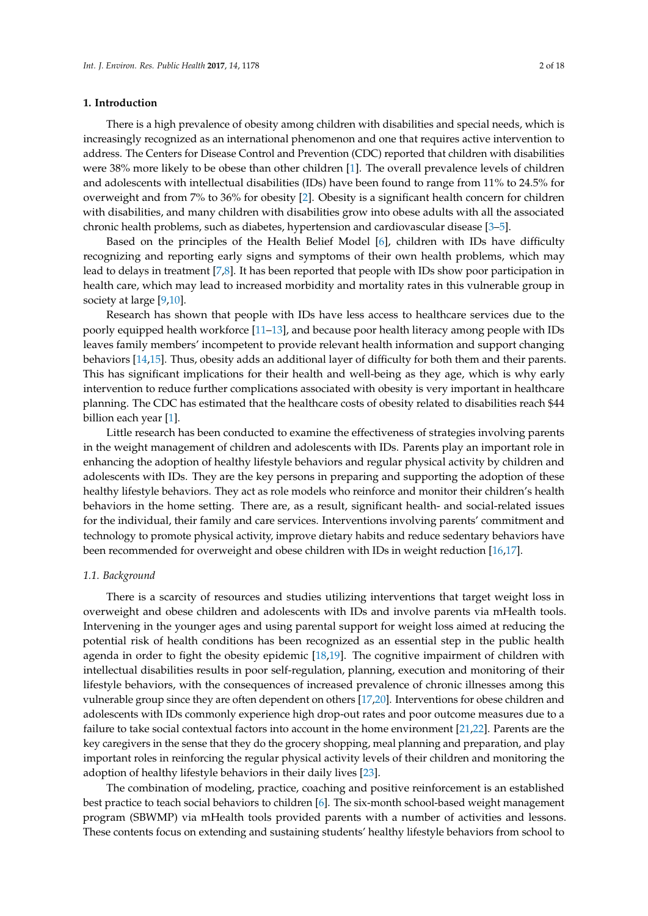## 1. Introduction

There is a high prevalence of obesity among children with disabilities and special needs, which is increasingly recognized as an international phenomenon and one that requires active intervention to address. The Centers for Disease Control and Prevention (CDC) reported that children with disabilities were 38% more likely to be obese than other children [1]. The overall prevalence levels of children and adolescents with intellectual disabilities (IDs) have been found to range from 11% to 24.5% for overweight and from 7% to 36% for obesity [2]. Obesity is a significant health concern for children with disabilities, and many children with disabilities grow into obese adults with all the associated chronic health problems, such as diabetes, hypertension and cardiovascular disease [3–5].

Based on the principles of the Health Belief Model [6], children with IDs have difficulty recognizing and reporting early signs and symptoms of their own health problems, which may lead to delays in treatment [7,8]. It has been reported that people with IDs show poor participation in health care, which may lead to increased morbidity and mortality rates in this vulnerable group in society at large [9,10].

Research has shown that people with IDs have less access to healthcare services due to the poorly equipped health workforce [11–13], and because poor health literacy among people with IDs leaves family members' incompetent to provide relevant health information and support changing behaviors [14,15]. Thus, obesity adds an additional layer of difficulty for both them and their parents. This has significant implications for their health and well-being as they age, which is why early intervention to reduce further complications associated with obesity is very important in healthcare planning. The CDC has estimated that the healthcare costs of obesity related to disabilities reach $44 billion each year [1].

Little research has been conducted to examine the effectiveness of strategies involving parents in the weight management of children and adolescents with IDs. Parents play an important role in enhancing the adoption of healthy lifestyle behaviors and regular physical activity by children and adolescents with IDs. They are the key persons in preparing and supporting the adoption of these healthy lifestyle behaviors. They act as role models who reinforce and monitor their children's health behaviors in the home setting. There are, as a result, significant health- and social-related issues for the individual, their family and care services. Interventions involving parents' commitment and technology to promote physical activity, improve dietary habits and reduce sedentary behaviors have been recommended for overweight and obese children with IDs in weight reduction [16,17].

### *1.1. Background*

There is a scarcity of resources and studies utilizing interventions that target weight loss in overweight and obese children and adolescents with IDs and involve parents via mHealth tools. Intervening in the younger ages and using parental support for weight loss aimed at reducing the potential risk of health conditions has been recognized as an essential step in the public health agenda in order to fight the obesity epidemic [18,19]. The cognitive impairment of children with intellectual disabilities results in poor self-regulation, planning, execution and monitoring of their lifestyle behaviors, with the consequences of increased prevalence of chronic illnesses among this vulnerable group since they are often dependent on others [17,20]. Interventions for obese children and adolescents with IDs commonly experience high drop-out rates and poor outcome measures due to a failure to take social contextual factors into account in the home environment [21,22]. Parents are the key caregivers in the sense that they do the grocery shopping, meal planning and preparation, and play important roles in reinforcing the regular physical activity levels of their children and monitoring the adoption of healthy lifestyle behaviors in their daily lives [23].

The combination of modeling, practice, coaching and positive reinforcement is an established best practice to teach social behaviors to children [6]. The six-month school-based weight management program (SBWMP) via mHealth tools provided parents with a number of activities and lessons. These contents focus on extending and sustaining students' healthy lifestyle behaviors from school to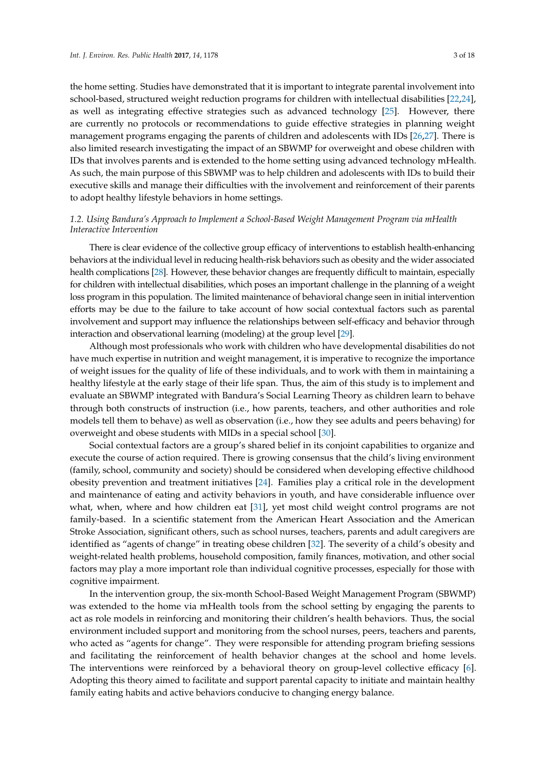the home setting. Studies have demonstrated that it is important to integrate parental involvement into school-based, structured weight reduction programs for children with intellectual disabilities [22,24], as well as integrating effective strategies such as advanced technology [25]. However, there are currently no protocols or recommendations to guide effective strategies in planning weight management programs engaging the parents of children and adolescents with IDs [26,27]. There is also limited research investigating the impact of an SBWMP for overweight and obese children with IDs that involves parents and is extended to the home setting using advanced technology mHealth. As such, the main purpose of this SBWMP was to help children and adolescents with IDs to build their executive skills and manage their difficulties with the involvement and reinforcement of their parents to adopt healthy lifestyle behaviors in home settings.

### *1.2. Using Bandura's Approach to Implement a School-Based Weight Management Program via mHealth Interactive Intervention*

There is clear evidence of the collective group efficacy of interventions to establish health-enhancing behaviors at the individual level in reducing health-risk behaviors such as obesity and the wider associated health complications [28]. However, these behavior changes are frequently difficult to maintain, especially for children with intellectual disabilities, which poses an important challenge in the planning of a weight loss program in this population. The limited maintenance of behavioral change seen in initial intervention efforts may be due to the failure to take account of how social contextual factors such as parental involvement and support may influence the relationships between self-efficacy and behavior through interaction and observational learning (modeling) at the group level [29].

Although most professionals who work with children who have developmental disabilities do not have much expertise in nutrition and weight management, it is imperative to recognize the importance of weight issues for the quality of life of these individuals, and to work with them in maintaining a healthy lifestyle at the early stage of their life span. Thus, the aim of this study is to implement and evaluate an SBWMP integrated with Bandura's Social Learning Theory as children learn to behave through both constructs of instruction (i.e., how parents, teachers, and other authorities and role models tell them to behave) as well as observation (i.e., how they see adults and peers behaving) for overweight and obese students with MIDs in a special school [30].

Social contextual factors are a group's shared belief in its conjoint capabilities to organize and execute the course of action required. There is growing consensus that the child's living environment (family, school, community and society) should be considered when developing effective childhood obesity prevention and treatment initiatives [24]. Families play a critical role in the development and maintenance of eating and activity behaviors in youth, and have considerable influence over what, when, where and how children eat [31], yet most child weight control programs are not family-based. In a scientific statement from the American Heart Association and the American Stroke Association, significant others, such as school nurses, teachers, parents and adult caregivers are identified as "agents of change" in treating obese children [32]. The severity of a child's obesity and weight-related health problems, household composition, family finances, motivation, and other social factors may play a more important role than individual cognitive processes, especially for those with cognitive impairment.

In the intervention group, the six-month School-Based Weight Management Program (SBWMP) was extended to the home via mHealth tools from the school setting by engaging the parents to act as role models in reinforcing and monitoring their children's health behaviors. Thus, the social environment included support and monitoring from the school nurses, peers, teachers and parents, who acted as "agents for change". They were responsible for attending program briefing sessions and facilitating the reinforcement of health behavior changes at the school and home levels. The interventions were reinforced by a behavioral theory on group-level collective efficacy [6]. Adopting this theory aimed to facilitate and support parental capacity to initiate and maintain healthy family eating habits and active behaviors conducive to changing energy balance.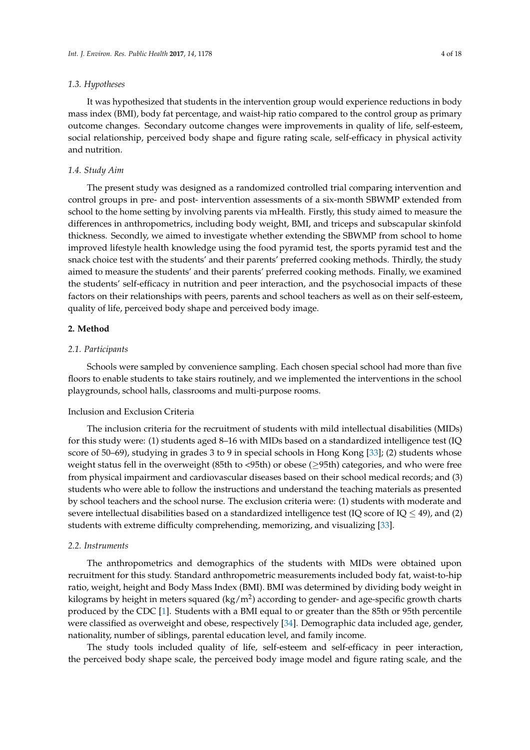### 1.3. Hypotheses

It was hypothesized that students in the intervention group would experience reductions in body mass index (BMI), body fat percentage, and waist-hip ratio compared to the control group as primary outcome changes. Secondary outcome changes were improvements in quality of life, self-esteem, social relationship, perceived body shape and figure rating scale, self-efficacy in physical activity and nutrition.

### 1.4. Study Aim

The present study was designed as a randomized controlled trial comparing intervention and control groups in pre- and post- intervention assessments of a six-month SBWMP extended from school to the home setting by involving parents via mHealth. Firstly, this study aimed to measure the differences in anthropometrics, including body weight, BMI, and triceps and subscapular skinfold thickness. Secondly, we aimed to investigate whether extending the SBWMP from school to home improved lifestyle health knowledge using the food pyramid test, the sports pyramid test and the snack choice test with the students' and their parents' preferred cooking methods. Thirdly, the study aimed to measure the students' and their parents' preferred cooking methods. Finally, we examined the students' self-efficacy in nutrition and peer interaction, and the psychosocial impacts of these factors on their relationships with peers, parents and school teachers as well as on their self-esteem, quality of life, perceived body shape and perceived body image.

## 2. Method

### 2.1. Participants

Schools were sampled by convenience sampling. Each chosen special school had more than five floors to enable students to take stairs routinely, and we implemented the interventions in the school playgrounds, school halls, classrooms and multi-purpose rooms.

#### Inclusion and Exclusion Criteria

The inclusion criteria for the recruitment of students with mild intellectual disabilities (MIDs) for this study were: (1) students aged 8–16 with MIDs based on a standardized intelligence test (IQ score of 50–69), studying in grades 3 to 9 in special schools in Hong Kong [33]; (2) students whose weight status fell in the overweight (85th to <95th) or obese ($\geq$95th) categories, and who were free from physical impairment and cardiovascular diseases based on their school medical records; and (3) students who were able to follow the instructions and understand the teaching materials as presented by school teachers and the school nurse. The exclusion criteria were: (1) students with moderate and severe intellectual disabilities based on a standardized intelligence test (IQ score of IQ $\leq$ 49), and (2) students with extreme difficulty comprehending, memorizing, and visualizing [33].

### 2.2. Instruments

The anthropometrics and demographics of the students with MIDs were obtained upon recruitment for this study. Standard anthropometric measurements included body fat, waist-to-hip ratio, weight, height and Body Mass Index (BMI). BMI was determined by dividing body weight in kilograms by height in meters squared ($kg/m^2$) according to gender- and age-specific growth charts produced by the CDC [1]. Students with a BMI equal to or greater than the 85th or 95th percentile were classified as overweight and obese, respectively [34]. Demographic data included age, gender, nationality, number of siblings, parental education level, and family income.

The study tools included quality of life, self-esteem and self-efficacy in peer interaction, the perceived body shape scale, the perceived body image model and figure rating scale, and the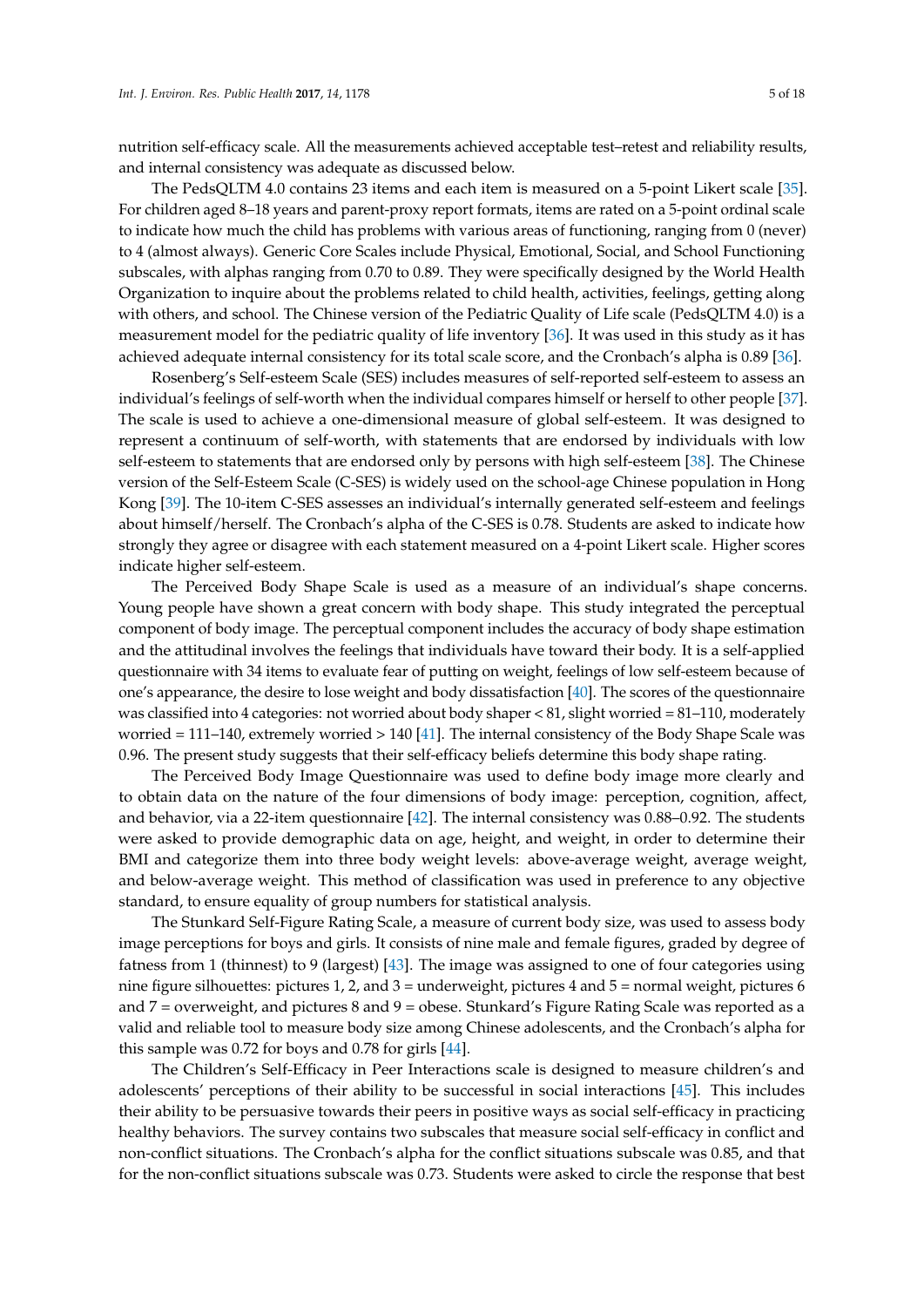nutrition self-efficacy scale. All the measurements achieved acceptable test–retest and reliability results, and internal consistency was adequate as discussed below.

The PedsQLTM 4.0 contains 23 items and each item is measured on a 5-point Likert scale [35]. For children aged 8–18 years and parent-proxy report formats, items are rated on a 5-point ordinal scale to indicate how much the child has problems with various areas of functioning, ranging from 0 (never) to 4 (almost always). Generic Core Scales include Physical, Emotional, Social, and School Functioning subscales, with alphas ranging from 0.70 to 0.89. They were specifically designed by the World Health Organization to inquire about the problems related to child health, activities, feelings, getting along with others, and school. The Chinese version of the Pediatric Quality of Life scale (PedsQLTM 4.0) is a measurement model for the pediatric quality of life inventory [36]. It was used in this study as it has achieved adequate internal consistency for its total scale score, and the Cronbach's alpha is 0.89 [36].

Rosenberg's Self-esteem Scale (SES) includes measures of self-reported self-esteem to assess an individual's feelings of self-worth when the individual compares himself or herself to other people [37]. The scale is used to achieve a one-dimensional measure of global self-esteem. It was designed to represent a continuum of self-worth, with statements that are endorsed by individuals with low self-esteem to statements that are endorsed only by persons with high self-esteem [38]. The Chinese version of the Self-Esteem Scale (C-SES) is widely used on the school-age Chinese population in Hong Kong [39]. The 10-item C-SES assesses an individual's internally generated self-esteem and feelings about himself/herself. The Cronbach's alpha of the C-SES is 0.78. Students are asked to indicate how strongly they agree or disagree with each statement measured on a 4-point Likert scale. Higher scores indicate higher self-esteem.

The Perceived Body Shape Scale is used as a measure of an individual's shape concerns. Young people have shown a great concern with body shape. This study integrated the perceptual component of body image. The perceptual component includes the accuracy of body shape estimation and the attitudinal involves the feelings that individuals have toward their body. It is a self-applied questionnaire with 34 items to evaluate fear of putting on weight, feelings of low self-esteem because of one's appearance, the desire to lose weight and body dissatisfaction [40]. The scores of the questionnaire was classified into 4 categories: not worried about body shaper < 81, slight worried = 81–110, moderately worried = 111–140, extremely worried > 140 [41]. The internal consistency of the Body Shape Scale was 0.96. The present study suggests that their self-efficacy beliefs determine this body shape rating.

The Perceived Body Image Questionnaire was used to define body image more clearly and to obtain data on the nature of the four dimensions of body image: perception, cognition, affect, and behavior, via a 22-item questionnaire [42]. The internal consistency was 0.88–0.92. The students were asked to provide demographic data on age, height, and weight, in order to determine their BMI and categorize them into three body weight levels: above-average weight, average weight, and below-average weight. This method of classification was used in preference to any objective standard, to ensure equality of group numbers for statistical analysis.

The Stunkard Self-Figure Rating Scale, a measure of current body size, was used to assess body image perceptions for boys and girls. It consists of nine male and female figures, graded by degree of fatness from 1 (thinnest) to 9 (largest) [43]. The image was assigned to one of four categories using nine figure silhouettes: pictures 1, 2, and 3 = underweight, pictures 4 and 5 = normal weight, pictures 6 and 7 = overweight, and pictures 8 and 9 = obese. Stunkard's Figure Rating Scale was reported as a valid and reliable tool to measure body size among Chinese adolescents, and the Cronbach's alpha for this sample was 0.72 for boys and 0.78 for girls [44].

The Children's Self-Efficacy in Peer Interactions scale is designed to measure children's and adolescents' perceptions of their ability to be successful in social interactions [45]. This includes their ability to be persuasive towards their peers in positive ways as social self-efficacy in practicing healthy behaviors. The survey contains two subscales that measure social self-efficacy in conflict and non-conflict situations. The Cronbach's alpha for the conflict situations subscale was 0.85, and that for the non-conflict situations subscale was 0.73. Students were asked to circle the response that best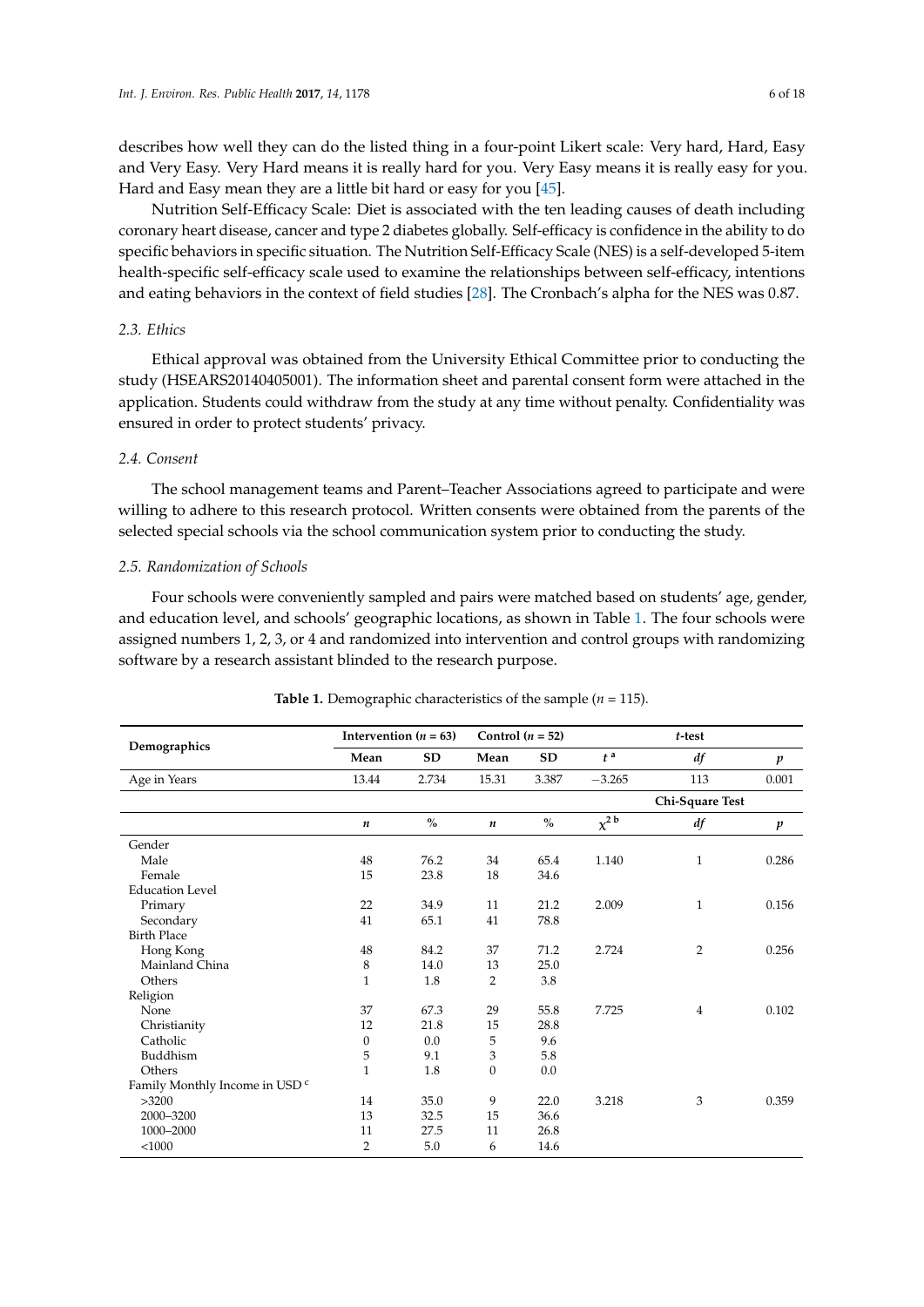describes how well they can do the listed thing in a four-point Likert scale: Very hard, Hard, Easy and Very Easy. Very Hard means it is really hard for you. Very Easy means it is really easy for you. Hard and Easy mean they are a little bit hard or easy for you [45].

Nutrition Self-Efficacy Scale: Diet is associated with the ten leading causes of death including coronary heart disease, cancer and type 2 diabetes globally. Self-efficacy is confidence in the ability to do specific behaviors in specific situation. The Nutrition Self-Efficacy Scale (NES) is a self-developed 5-item health-specific self-efficacy scale used to examine the relationships between self-efficacy, intentions and eating behaviors in the context of field studies [28]. The Cronbach's alpha for the NES was 0.87.

### 2.3. Ethics

Ethical approval was obtained from the University Ethical Committee prior to conducting the study (HSEARS20140405001). The information sheet and parental consent form were attached in the application. Students could withdraw from the study at any time without penalty. Confidentiality was ensured in order to protect students' privacy.

### 2.4. Consent

The school management teams and Parent–Teacher Associations agreed to participate and were willing to adhere to this research protocol. Written consents were obtained from the parents of the selected special schools via the school communication system prior to conducting the study.

### 2.5. Randomization of Schools

Four schools were conveniently sampled and pairs were matched based on students' age, gender, and education level, and schools' geographic locations, as shown in Table 1. The four schools were assigned numbers 1, 2, 3, or 4 and randomized into intervention and control groups with randomizing software by a research assistant blinded to the research purpose.

**Table 1.** Demographic characteristics of the sample ($n$ = 115).

| Demographics | Intervention ($n$ = 63) | | Control ($n$ = 52) | | *t*-test | | |
|---|---|---|---|---|---|---|---|
| | Mean | SD | Mean | SD | $t$ [a] | *df* | *p* |
| Age in Years | 13.44 | 2.734 | 15.31 | 3.387 | −3.265 | 113 | 0.001 |
| | | | | | | Chi-Square Test | |
| | *n* | % | *n* | % | $\chi^{2}$ [b] | *df* | *p* |
| Gender | | | | | | | |
| Male | 48 | 76.2 | 34 | 65.4 | 1.140 | 1 | 0.286 |
| Female | 15 | 23.8 | 18 | 34.6 | | | |
| Education Level | | | | | | | |
| Primary | 22 | 34.9 | 11 | 21.2 | 2.009 | 1 | 0.156 |
| Secondary | 41 | 65.1 | 41 | 78.8 | | | |
| Birth Place | | | | | | | |
| Hong Kong | 48 | 84.2 | 37 | 71.2 | 2.724 | 2 | 0.256 |
| Mainland China | 8 | 14.0 | 13 | 25.0 | | | |
| Others | 1 | 1.8 | 2 | 3.8 | | | |
| Religion | | | | | | | |
| None | 37 | 67.3 | 29 | 55.8 | 7.725 | 4 | 0.102 |
| Christianity | 12 | 21.8 | 15 | 28.8 | | | |
| Catholic | 0 | 0.0 | 5 | 9.6 | | | |
| Buddhism | 5 | 9.1 | 3 | 5.8 | | | |
| Others | 1 | 1.8 | 0 | 0.0 | | | |
| Family Monthly Income in USD [c] | | | | | | | |
| >3200 | 14 | 35.0 | 9 | 22.0 | 3.218 | 3 | 0.359 |
| 2000–3200 | 13 | 32.5 | 15 | 36.6 | | | |
| 1000–2000 | 11 | 27.5 | 11 | 26.8 | | | |
| <1000 | 2 | 5.0 | 6 | 14.6 | | | |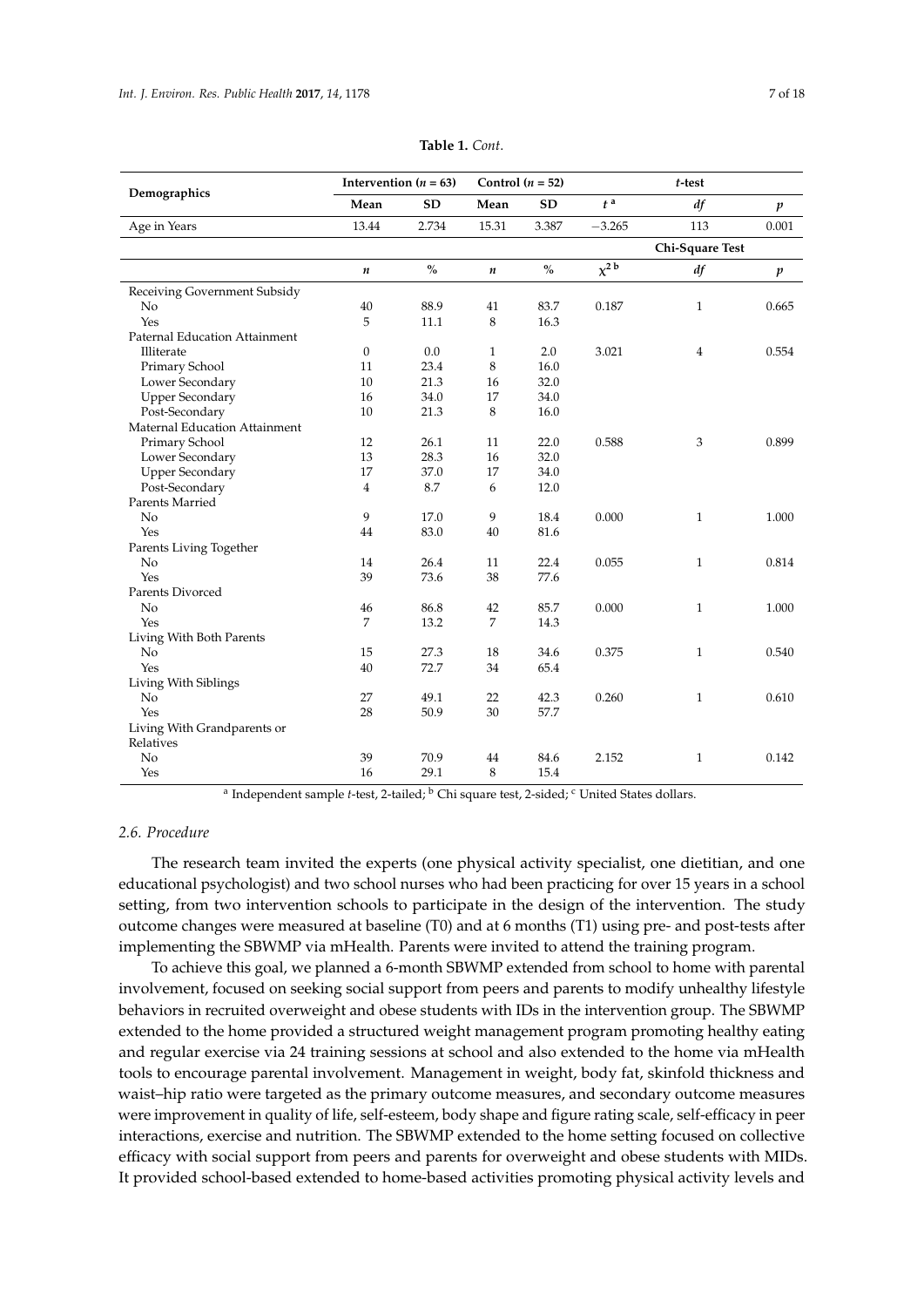**Table 1.** *Cont.*

| Demographics | Intervention (*n* = 63) | | Control (*n* = 52) | | *t*-test | | |
|---|---|---|---|---|---|---|---|
| | Mean | SD | Mean | SD | $t$ [a] | *df* | *p* |
| Age in Years | 13.44 | 2.734 | 15.31 | 3.387 | −3.265 | 113 | 0.001 |
| | | | | | Chi-Square Test | | |
| | *n* | % | *n* | % | $\chi^2$ [b] | *df* | *p* |
| Receiving Government Subsidy | | | | | | | |
| No | 40 | 88.9 | 41 | 83.7 | 0.187 | 1 | 0.665 |
| Yes | 5 | 11.1 | 8 | 16.3 | | | |
| Paternal Education Attainment | | | | | | | |
| Illiterate | 0 | 0.0 | 1 | 2.0 | 3.021 | 4 | 0.554 |
| Primary School | 11 | 23.4 | 8 | 16.0 | | | |
| Lower Secondary | 10 | 21.3 | 16 | 32.0 | | | |
| Upper Secondary | 16 | 34.0 | 17 | 34.0 | | | |
| Post-Secondary | 10 | 21.3 | 8 | 16.0 | | | |
| Maternal Education Attainment | | | | | | | |
| Primary School | 12 | 26.1 | 11 | 22.0 | 0.588 | 3 | 0.899 |
| Lower Secondary | 13 | 28.3 | 16 | 32.0 | | | |
| Upper Secondary | 17 | 37.0 | 17 | 34.0 | | | |
| Post-Secondary | 4 | 8.7 | 6 | 12.0 | | | |
| Parents Married | | | | | | | |
| No | 9 | 17.0 | 9 | 18.4 | 0.000 | 1 | 1.000 |
| Yes | 44 | 83.0 | 40 | 81.6 | | | |
| Parents Living Together | | | | | | | |
| No | 14 | 26.4 | 11 | 22.4 | 0.055 | 1 | 0.814 |
| Yes | 39 | 73.6 | 38 | 77.6 | | | |
| Parents Divorced | | | | | | | |
| No | 46 | 86.8 | 42 | 85.7 | 0.000 | 1 | 1.000 |
| Yes | 7 | 13.2 | 7 | 14.3 | | | |
| Living With Both Parents | | | | | | | |
| No | 15 | 27.3 | 18 | 34.6 | 0.375 | 1 | 0.540 |
| Yes | 40 | 72.7 | 34 | 65.4 | | | |
| Living With Siblings | | | | | | | |
| No | 27 | 49.1 | 22 | 42.3 | 0.260 | 1 | 0.610 |
| Yes | 28 | 50.9 | 30 | 57.7 | | | |
| Living With Grandparents or Relatives | | | | | | | |
| No | 39 | 70.9 | 44 | 84.6 | 2.152 | 1 | 0.142 |
| Yes | 16 | 29.1 | 8 | 15.4 | | | |

[a] Independent sample *t*-test, 2-tailed; [b] Chi square test, 2-sided; [c] United States dollars.

### *2.6. Procedure*

The research team invited the experts (one physical activity specialist, one dietitian, and one educational psychologist) and two school nurses who had been practicing for over 15 years in a school setting, from two intervention schools to participate in the design of the intervention. The study outcome changes were measured at baseline (T0) and at 6 months (T1) using pre- and post-tests after implementing the SBWMP via mHealth. Parents were invited to attend the training program.

To achieve this goal, we planned a 6-month SBWMP extended from school to home with parental involvement, focused on seeking social support from peers and parents to modify unhealthy lifestyle behaviors in recruited overweight and obese students with IDs in the intervention group. The SBWMP extended to the home provided a structured weight management program promoting healthy eating and regular exercise via 24 training sessions at school and also extended to the home via mHealth tools to encourage parental involvement. Management in weight, body fat, skinfold thickness and waist–hip ratio were targeted as the primary outcome measures, and secondary outcome measures were improvement in quality of life, self-esteem, body shape and figure rating scale, self-efficacy in peer interactions, exercise and nutrition. The SBWMP extended to the home setting focused on collective efficacy with social support from peers and parents for overweight and obese students with MIDs. It provided school-based extended to home-based activities promoting physical activity levels and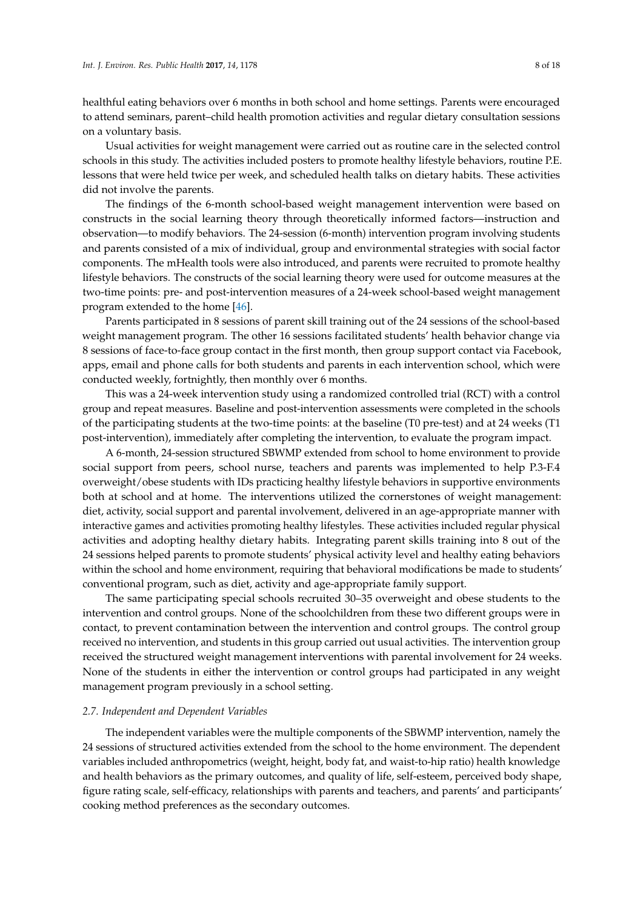healthful eating behaviors over 6 months in both school and home settings. Parents were encouraged to attend seminars, parent–child health promotion activities and regular dietary consultation sessions on a voluntary basis.

Usual activities for weight management were carried out as routine care in the selected control schools in this study. The activities included posters to promote healthy lifestyle behaviors, routine P.E. lessons that were held twice per week, and scheduled health talks on dietary habits. These activities did not involve the parents.

The findings of the 6-month school-based weight management intervention were based on constructs in the social learning theory through theoretically informed factors—instruction and observation—to modify behaviors. The 24-session (6-month) intervention program involving students and parents consisted of a mix of individual, group and environmental strategies with social factor components. The mHealth tools were also introduced, and parents were recruited to promote healthy lifestyle behaviors. The constructs of the social learning theory were used for outcome measures at the two-time points: pre- and post-intervention measures of a 24-week school-based weight management program extended to the home [46].

Parents participated in 8 sessions of parent skill training out of the 24 sessions of the school-based weight management program. The other 16 sessions facilitated students' health behavior change via 8 sessions of face-to-face group contact in the first month, then group support contact via Facebook, apps, email and phone calls for both students and parents in each intervention school, which were conducted weekly, fortnightly, then monthly over 6 months.

This was a 24-week intervention study using a randomized controlled trial (RCT) with a control group and repeat measures. Baseline and post-intervention assessments were completed in the schools of the participating students at the two-time points: at the baseline (T0 pre-test) and at 24 weeks (T1 post-intervention), immediately after completing the intervention, to evaluate the program impact.

A 6-month, 24-session structured SBWMP extended from school to home environment to provide social support from peers, school nurse, teachers and parents was implemented to help P.3-F.4 overweight/obese students with IDs practicing healthy lifestyle behaviors in supportive environments both at school and at home. The interventions utilized the cornerstones of weight management: diet, activity, social support and parental involvement, delivered in an age-appropriate manner with interactive games and activities promoting healthy lifestyles. These activities included regular physical activities and adopting healthy dietary habits. Integrating parent skills training into 8 out of the 24 sessions helped parents to promote students' physical activity level and healthy eating behaviors within the school and home environment, requiring that behavioral modifications be made to students' conventional program, such as diet, activity and age-appropriate family support.

The same participating special schools recruited 30–35 overweight and obese students to the intervention and control groups. None of the schoolchildren from these two different groups were in contact, to prevent contamination between the intervention and control groups. The control group received no intervention, and students in this group carried out usual activities. The intervention group received the structured weight management interventions with parental involvement for 24 weeks. None of the students in either the intervention or control groups had participated in any weight management program previously in a school setting.

### *2.7. Independent and Dependent Variables*

The independent variables were the multiple components of the SBWMP intervention, namely the 24 sessions of structured activities extended from the school to the home environment. The dependent variables included anthropometrics (weight, height, body fat, and waist-to-hip ratio) health knowledge and health behaviors as the primary outcomes, and quality of life, self-esteem, perceived body shape, figure rating scale, self-efficacy, relationships with parents and teachers, and parents' and participants' cooking method preferences as the secondary outcomes.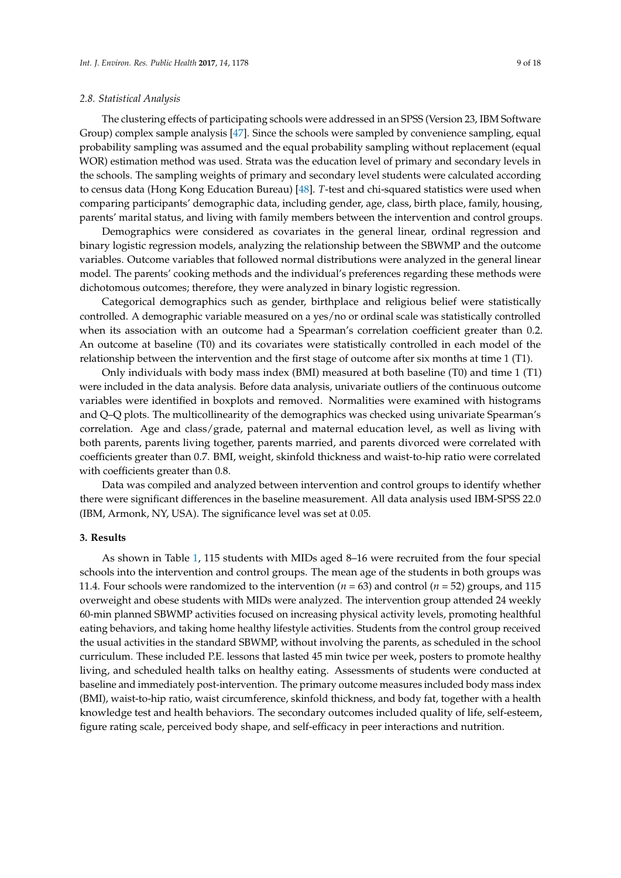### 2.8. Statistical Analysis

The clustering effects of participating schools were addressed in an SPSS (Version 23, IBM Software Group) complex sample analysis [47]. Since the schools were sampled by convenience sampling, equal probability sampling was assumed and the equal probability sampling without replacement (equal WOR) estimation method was used. Strata was the education level of primary and secondary levels in the schools. The sampling weights of primary and secondary level students were calculated according to census data (Hong Kong Education Bureau) [48]. *T*-test and chi-squared statistics were used when comparing participants' demographic data, including gender, age, class, birth place, family, housing, parents' marital status, and living with family members between the intervention and control groups.

Demographics were considered as covariates in the general linear, ordinal regression and binary logistic regression models, analyzing the relationship between the SBWMP and the outcome variables. Outcome variables that followed normal distributions were analyzed in the general linear model. The parents' cooking methods and the individual's preferences regarding these methods were dichotomous outcomes; therefore, they were analyzed in binary logistic regression.

Categorical demographics such as gender, birthplace and religious belief were statistically controlled. A demographic variable measured on a yes/no or ordinal scale was statistically controlled when its association with an outcome had a Spearman's correlation coefficient greater than 0.2. An outcome at baseline (T0) and its covariates were statistically controlled in each model of the relationship between the intervention and the first stage of outcome after six months at time 1 (T1).

Only individuals with body mass index (BMI) measured at both baseline (T0) and time 1 (T1) were included in the data analysis. Before data analysis, univariate outliers of the continuous outcome variables were identified in boxplots and removed. Normalities were examined with histograms and Q–Q plots. The multicollinearity of the demographics was checked using univariate Spearman's correlation. Age and class/grade, paternal and maternal education level, as well as living with both parents, parents living together, parents married, and parents divorced were correlated with coefficients greater than 0.7. BMI, weight, skinfold thickness and waist-to-hip ratio were correlated with coefficients greater than 0.8.

Data was compiled and analyzed between intervention and control groups to identify whether there were significant differences in the baseline measurement. All data analysis used IBM-SPSS 22.0 (IBM, Armonk, NY, USA). The significance level was set at 0.05.

## 3. Results

As shown in Table 1, 115 students with MIDs aged 8–16 were recruited from the four special schools into the intervention and control groups. The mean age of the students in both groups was 11.4. Four schools were randomized to the intervention ($n$ = 63) and control ($n$ = 52) groups, and 115 overweight and obese students with MIDs were analyzed. The intervention group attended 24 weekly 60-min planned SBWMP activities focused on increasing physical activity levels, promoting healthful eating behaviors, and taking home healthy lifestyle activities. Students from the control group received the usual activities in the standard SBWMP, without involving the parents, as scheduled in the school curriculum. These included P.E. lessons that lasted 45 min twice per week, posters to promote healthy living, and scheduled health talks on healthy eating. Assessments of students were conducted at baseline and immediately post-intervention. The primary outcome measures included body mass index (BMI), waist-to-hip ratio, waist circumference, skinfold thickness, and body fat, together with a health knowledge test and health behaviors. The secondary outcomes included quality of life, self-esteem, figure rating scale, perceived body shape, and self-efficacy in peer interactions and nutrition.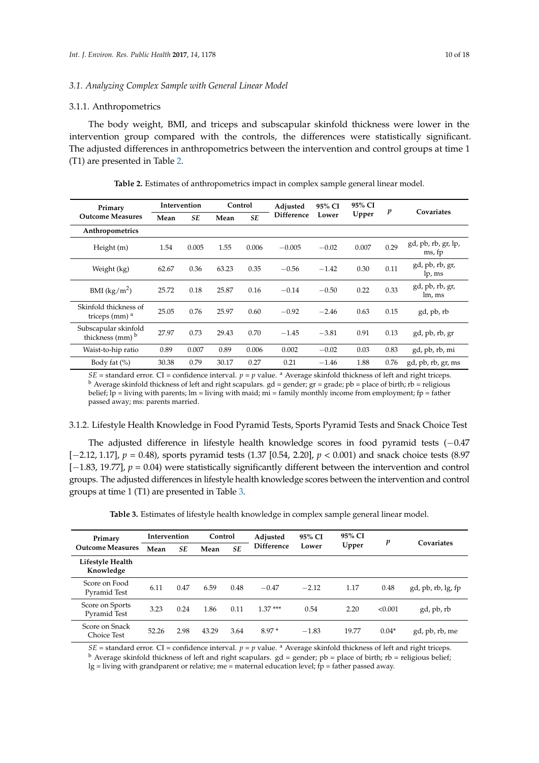### 3.1. Analyzing Complex Sample with General Linear Model

#### 3.1.1. Anthropometrics

The body weight, BMI, and triceps and subscapular skinfold thickness were lower in the intervention group compared with the controls, the differences were statistically significant. The adjusted differences in anthropometrics between the intervention and control groups at time 1 (T1) are presented in Table 2.

**Table 2.** Estimates of anthropometrics impact in complex sample general linear model.

| Primary Outcome Measures | Intervention | | Control | | Adjusted Difference | 95% CI Lower | 95% CI Upper | $p$ | Covariates |
|---|---|---|---|---|---|---|---|---|---|
| | Mean | *SE* | Mean | *SE* | | | | | |
| **Anthropometrics** | | | | | | | | | |
| Height (m) | 1.54 | 0.005 | 1.55 | 0.006 | −0.005 | −0.02 | 0.007 | 0.29 | gd, pb, rb, gr, lp, ms, fp |
| Weight (kg) | 62.67 | 0.36 | 63.23 | 0.35 | −0.56 | −1.42 | 0.30 | 0.11 | gd, pb, rb, gr, lp, ms |
| BMI (kg/m$^2$) | 25.72 | 0.18 | 25.87 | 0.16 | −0.14 | −0.50 | 0.22 | 0.33 | gd, pb, rb, gr, lm, ms |
| Skinfold thickness of triceps (mm) [a] | 25.05 | 0.76 | 25.97 | 0.60 | −0.92 | −2.46 | 0.63 | 0.15 | gd, pb, rb |
| Subscapular skinfold thickness (mm) [b] | 27.97 | 0.73 | 29.43 | 0.70 | −1.45 | −3.81 | 0.91 | 0.13 | gd, pb, rb, gr |
| Waist-to-hip ratio | 0.89 | 0.007 | 0.89 | 0.006 | 0.002 | −0.02 | 0.03 | 0.83 | gd, pb, rb, mi |
| Body fat (%) | 30.38 | 0.79 | 30.17 | 0.27 | 0.21 | −1.46 | 1.88 | 0.76 | gd, pb, rb, gr, ms |

*SE* = standard error. CI = confidence interval. $p$ = $p$ value. [a] Average skinfold thickness of left and right triceps. [b] Average skinfold thickness of left and right scapulars. gd = gender; gr = grade; pb = place of birth; rb = religious belief; lp = living with parents; lm = living with maid; mi = family monthly income from employment; fp = father passed away; ms: parents married.

#### 3.1.2. Lifestyle Health Knowledge in Food Pyramid Tests, Sports Pyramid Tests and Snack Choice Test

The adjusted difference in lifestyle health knowledge scores in food pyramid tests (−0.47 [−2.12, 1.17], $p = 0.48$), sports pyramid tests (1.37 [0.54, 2.20], $p < 0.001$) and snack choice tests (8.97 [−1.83, 19.77], $p = 0.04$) were statistically significantly different between the intervention and control groups. The adjusted differences in lifestyle health knowledge scores between the intervention and control groups at time 1 (T1) are presented in Table 3.

**Table 3.** Estimates of lifestyle health knowledge in complex sample general linear model.

| Primary Outcome Measures | Intervention | | Control | | Adjusted Difference | 95% CI Lower | 95% CI Upper | $p$ | Covariates |
|---|---|---|---|---|---|---|---|---|---|
| | Mean | *SE* | Mean | *SE* | | | | | |
| **Lifestyle Health Knowledge** | | | | | | | | | |
| Score on Food Pyramid Test | 6.11 | 0.47 | 6.59 | 0.48 | −0.47 | −2.12 | 1.17 | 0.48 | gd, pb, rb, lg, fp |
| Score on Sports Pyramid Test | 3.23 | 0.24 | 1.86 | 0.11 | 1.37 *** | 0.54 | 2.20 | <0.001 | gd, pb, rb |
| Score on Snack Choice Test | 52.26 | 2.98 | 43.29 | 3.64 | 8.97 * | −1.83 | 19.77 | 0.04* | gd, pb, rb, me |

*SE* = standard error. CI = confidence interval. $p$ = $p$ value. [a] Average skinfold thickness of left and right triceps. [b] Average skinfold thickness of left and right scapulars. gd = gender; pb = place of birth; rb = religious belief; lg = living with grandparent or relative; me = maternal education level; fp = father passed away.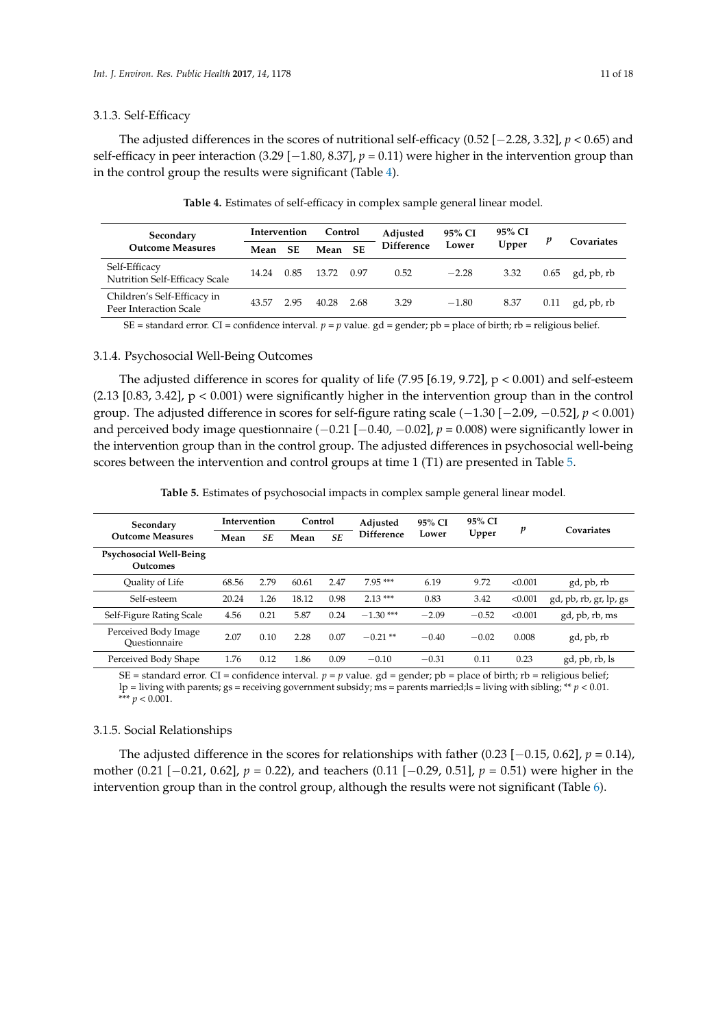### 3.1.3. Self-Efficacy

The adjusted differences in the scores of nutritional self-efficacy (0.52 [−2.28, 3.32], $p < 0.65$) and self-efficacy in peer interaction (3.29 [−1.80, 8.37], $p = 0.11$) were higher in the intervention group than in the control group the results were significant (Table 4).

**Table 4.** Estimates of self-efficacy in complex sample general linear model.

| Secondary Outcome Measures | Intervention | | Control | | Adjusted Difference | 95% CI Lower | 95% CI Upper | $p$ | Covariates |
|---|---|---|---|---|---|---|---|---|---|
| | Mean | SE | Mean | SE | | | | | |
| Self-Efficacy Nutrition Self-Efficacy Scale | 14.24 | 0.85 | 13.72 | 0.97 | 0.52 | −2.28 | 3.32 | 0.65 | gd, pb, rb |
| Children's Self-Efficacy in Peer Interaction Scale | 43.57 | 2.95 | 40.28 | 2.68 | 3.29 | −1.80 | 8.37 | 0.11 | gd, pb, rb |

SE = standard error. CI = confidence interval. $p = p$ value. gd = gender; pb = place of birth; rb = religious belief.

### 3.1.4. Psychosocial Well-Being Outcomes

The adjusted difference in scores for quality of life (7.95 [6.19, 9.72], $p < 0.001$) and self-esteem (2.13 [0.83, 3.42], $p < 0.001$) were significantly higher in the intervention group than in the control group. The adjusted difference in scores for self-figure rating scale (−1.30 [−2.09, −0.52], $p < 0.001$) and perceived body image questionnaire (−0.21 [−0.40, −0.02], $p = 0.008$) were significantly lower in the intervention group than in the control group. The adjusted differences in psychosocial well-being scores between the intervention and control groups at time 1 (T1) are presented in Table 5.

**Table 5.** Estimates of psychosocial impacts in complex sample general linear model.

| Secondary Outcome Measures | Intervention | | Control | | Adjusted Difference | 95% CI Lower | 95% CI Upper | $p$ | Covariates |
|---|---|---|---|---|---|---|---|---|---|
| | Mean | *SE* | Mean | *SE* | | | | | |
| **Psychosocial Well-Being Outcomes** | | | | | | | | | |
| Quality of Life | 68.56 | 2.79 | 60.61 | 2.47 | 7.95 *** | 6.19 | 9.72 | <0.001 | gd, pb, rb |
| Self-esteem | 20.24 | 1.26 | 18.12 | 0.98 | 2.13 *** | 0.83 | 3.42 | <0.001 | gd, pb, rb, gr, lp, gs |
| Self-Figure Rating Scale | 4.56 | 0.21 | 5.87 | 0.24 | −1.30 *** | −2.09 | −0.52 | <0.001 | gd, pb, rb, ms |
| Perceived Body Image Questionnaire | 2.07 | 0.10 | 2.28 | 0.07 | −0.21 ** | −0.40 | −0.02 | 0.008 | gd, pb, rb |
| Perceived Body Shape | 1.76 | 0.12 | 1.86 | 0.09 | −0.10 | −0.31 | 0.11 | 0.23 | gd, pb, rb, ls |

SE = standard error. CI = confidence interval. $p = p$ value. gd = gender; pb = place of birth; rb = religious belief; lp = living with parents; gs = receiving government subsidy; ms = parents married;ls = living with sibling; ** $p < 0.01$. *** $p < 0.001$.

### 3.1.5. Social Relationships

The adjusted difference in the scores for relationships with father (0.23 [−0.15, 0.62], $p = 0.14$), mother (0.21 [−0.21, 0.62], $p = 0.22$), and teachers (0.11 [−0.29, 0.51], $p = 0.51$) were higher in the intervention group than in the control group, although the results were not significant (Table 6).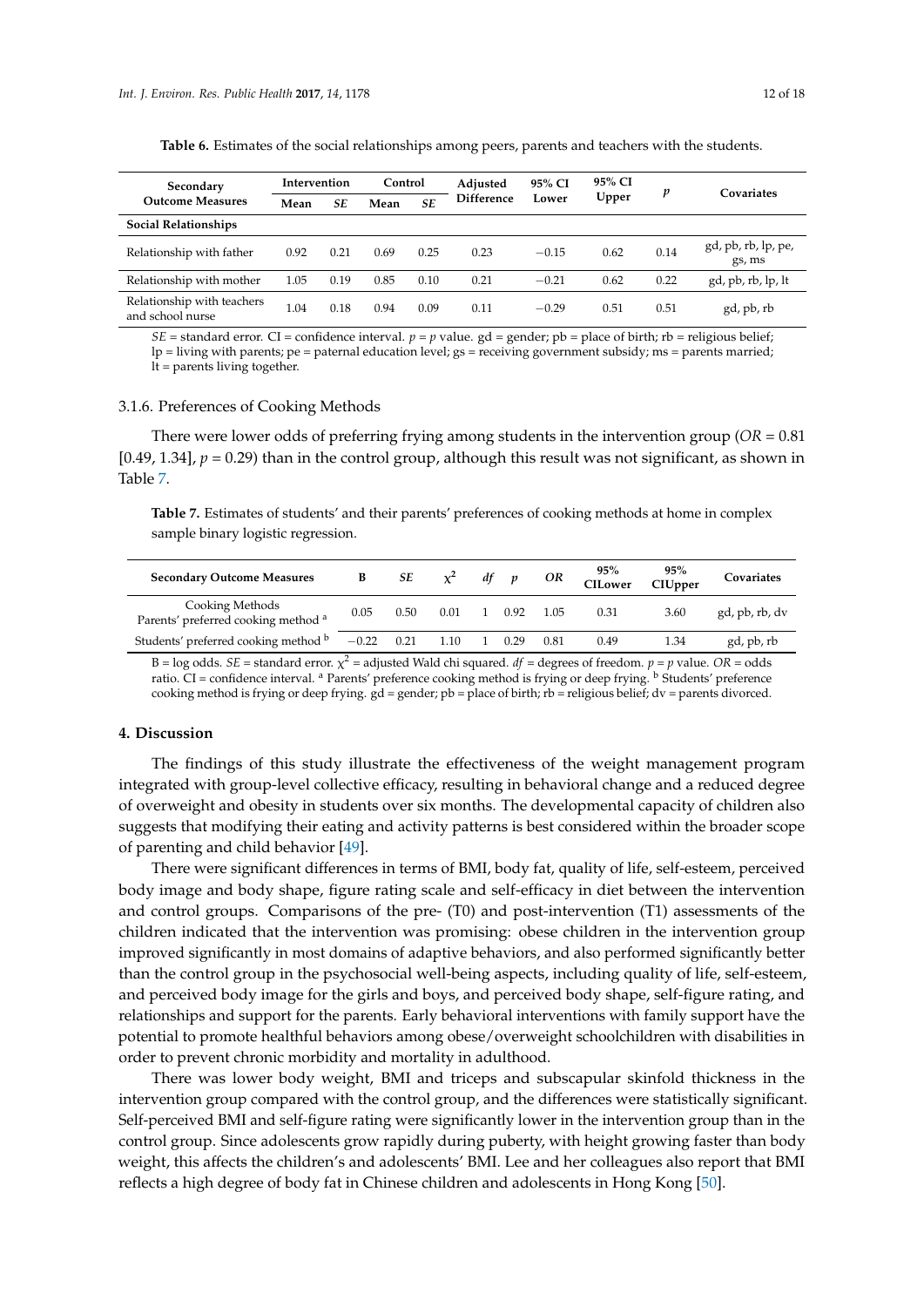**Table 6.** Estimates of the social relationships among peers, parents and teachers with the students.

| Secondary Outcome Measures | Intervention | | Control | | Adjusted Difference | 95% CI Lower | 95% CI Upper | *p* | Covariates |
|---|---|---|---|---|---|---|---|---|---|
| | Mean | *SE* | Mean | *SE* | | | | | |
| **Social Relationships** | | | | | | | | | |
| Relationship with father | 0.92 | 0.21 | 0.69 | 0.25 | 0.23 | −0.15 | 0.62 | 0.14 | gd, pb, rb, lp, pe, gs, ms |
| Relationship with mother | 1.05 | 0.19 | 0.85 | 0.10 | 0.21 | −0.21 | 0.62 | 0.22 | gd, pb, rb, lp, lt |
| Relationship with teachers and school nurse | 1.04 | 0.18 | 0.94 | 0.09 | 0.11 | −0.29 | 0.51 | 0.51 | gd, pb, rb |

*SE* = standard error. CI = confidence interval. *p* = *p* value. gd = gender; pb = place of birth; rb = religious belief; lp = living with parents; pe = paternal education level; gs = receiving government subsidy; ms = parents married; lt = parents living together.

### 3.1.6. Preferences of Cooking Methods

There were lower odds of preferring frying among students in the intervention group (*OR* = 0.81 [0.49, 1.34], $p = 0.29$) than in the control group, although this result was not significant, as shown in Table 7.

**Table 7.** Estimates of students' and their parents' preferences of cooking methods at home in complex sample binary logistic regression.

| Secondary Outcome Measures | B | *SE* | $\chi^2$ | *df* | *p* | *OR* | 95% CILower | 95% CIUpper | Covariates |
|---|---|---|---|---|---|---|---|---|---|
| Cooking Methods Parents' preferred cooking method [a] | 0.05 | 0.50 | 0.01 | 1 | 0.92 | 1.05 | 0.31 | 3.60 | gd, pb, rb, dv |
| Students' preferred cooking method [b] | −0.22 | 0.21 | 1.10 | 1 | 0.29 | 0.81 | 0.49 | 1.34 | gd, pb, rb |

B = log odds. *SE* = standard error. $\chi^2$ = adjusted Wald chi squared. *df* = degrees of freedom. *p* = *p* value. *OR* = odds ratio. CI = confidence interval. [a] Parents' preference cooking method is frying or deep frying. [b] Students' preference cooking method is frying or deep frying. gd = gender; pb = place of birth; rb = religious belief; dv = parents divorced.

## 4. Discussion

The findings of this study illustrate the effectiveness of the weight management program integrated with group-level collective efficacy, resulting in behavioral change and a reduced degree of overweight and obesity in students over six months. The developmental capacity of children also suggests that modifying their eating and activity patterns is best considered within the broader scope of parenting and child behavior [49].

There were significant differences in terms of BMI, body fat, quality of life, self-esteem, perceived body image and body shape, figure rating scale and self-efficacy in diet between the intervention and control groups. Comparisons of the pre- (T0) and post-intervention (T1) assessments of the children indicated that the intervention was promising: obese children in the intervention group improved significantly in most domains of adaptive behaviors, and also performed significantly better than the control group in the psychosocial well-being aspects, including quality of life, self-esteem, and perceived body image for the girls and boys, and perceived body shape, self-figure rating, and relationships and support for the parents. Early behavioral interventions with family support have the potential to promote healthful behaviors among obese/overweight schoolchildren with disabilities in order to prevent chronic morbidity and mortality in adulthood.

There was lower body weight, BMI and triceps and subscapular skinfold thickness in the intervention group compared with the control group, and the differences were statistically significant. Self-perceived BMI and self-figure rating were significantly lower in the intervention group than in the control group. Since adolescents grow rapidly during puberty, with height growing faster than body weight, this affects the children's and adolescents' BMI. Lee and her colleagues also report that BMI reflects a high degree of body fat in Chinese children and adolescents in Hong Kong [50].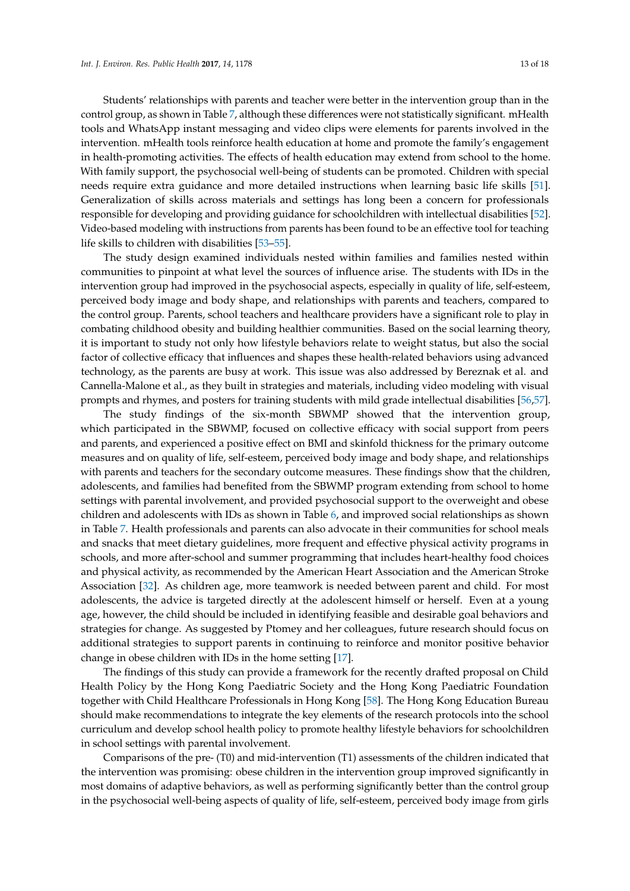Students' relationships with parents and teacher were better in the intervention group than in the control group, as shown in Table 7, although these differences were not statistically significant. mHealth tools and WhatsApp instant messaging and video clips were elements for parents involved in the intervention. mHealth tools reinforce health education at home and promote the family's engagement in health-promoting activities. The effects of health education may extend from school to the home. With family support, the psychosocial well-being of students can be promoted. Children with special needs require extra guidance and more detailed instructions when learning basic life skills [51]. Generalization of skills across materials and settings has long been a concern for professionals responsible for developing and providing guidance for schoolchildren with intellectual disabilities [52]. Video-based modeling with instructions from parents has been found to be an effective tool for teaching life skills to children with disabilities [53–55].

The study design examined individuals nested within families and families nested within communities to pinpoint at what level the sources of influence arise. The students with IDs in the intervention group had improved in the psychosocial aspects, especially in quality of life, self-esteem, perceived body image and body shape, and relationships with parents and teachers, compared to the control group. Parents, school teachers and healthcare providers have a significant role to play in combating childhood obesity and building healthier communities. Based on the social learning theory, it is important to study not only how lifestyle behaviors relate to weight status, but also the social factor of collective efficacy that influences and shapes these health-related behaviors using advanced technology, as the parents are busy at work. This issue was also addressed by Bereznak et al. and Cannella-Malone et al., as they built in strategies and materials, including video modeling with visual prompts and rhymes, and posters for training students with mild grade intellectual disabilities [56,57].

The study findings of the six-month SBWMP showed that the intervention group, which participated in the SBWMP, focused on collective efficacy with social support from peers and parents, and experienced a positive effect on BMI and skinfold thickness for the primary outcome measures and on quality of life, self-esteem, perceived body image and body shape, and relationships with parents and teachers for the secondary outcome measures. These findings show that the children, adolescents, and families had benefited from the SBWMP program extending from school to home settings with parental involvement, and provided psychosocial support to the overweight and obese children and adolescents with IDs as shown in Table 6, and improved social relationships as shown in Table 7. Health professionals and parents can also advocate in their communities for school meals and snacks that meet dietary guidelines, more frequent and effective physical activity programs in schools, and more after-school and summer programming that includes heart-healthy food choices and physical activity, as recommended by the American Heart Association and the American Stroke Association [32]. As children age, more teamwork is needed between parent and child. For most adolescents, the advice is targeted directly at the adolescent himself or herself. Even at a young age, however, the child should be included in identifying feasible and desirable goal behaviors and strategies for change. As suggested by Ptomey and her colleagues, future research should focus on additional strategies to support parents in continuing to reinforce and monitor positive behavior change in obese children with IDs in the home setting [17].

The findings of this study can provide a framework for the recently drafted proposal on Child Health Policy by the Hong Kong Paediatric Society and the Hong Kong Paediatric Foundation together with Child Healthcare Professionals in Hong Kong [58]. The Hong Kong Education Bureau should make recommendations to integrate the key elements of the research protocols into the school curriculum and develop school health policy to promote healthy lifestyle behaviors for schoolchildren in school settings with parental involvement.

Comparisons of the pre- (T0) and mid-intervention (T1) assessments of the children indicated that the intervention was promising: obese children in the intervention group improved significantly in most domains of adaptive behaviors, as well as performing significantly better than the control group in the psychosocial well-being aspects of quality of life, self-esteem, perceived body image from girls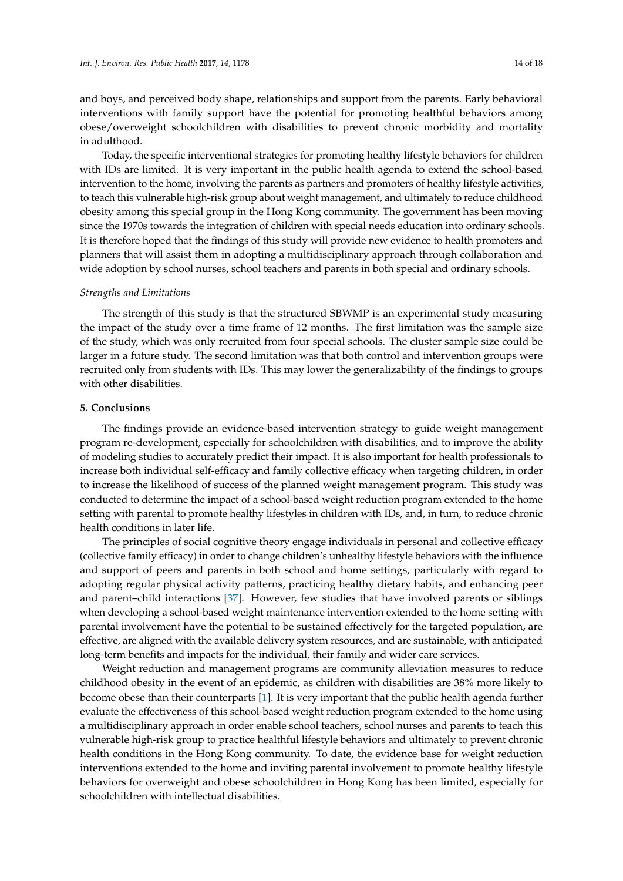and boys, and perceived body shape, relationships and support from the parents. Early behavioral interventions with family support have the potential for promoting healthful behaviors among obese/overweight schoolchildren with disabilities to prevent chronic morbidity and mortality in adulthood.

Today, the specific interventional strategies for promoting healthy lifestyle behaviors for children with IDs are limited. It is very important in the public health agenda to extend the school-based intervention to the home, involving the parents as partners and promoters of healthy lifestyle activities, to teach this vulnerable high-risk group about weight management, and ultimately to reduce childhood obesity among this special group in the Hong Kong community. The government has been moving since the 1970s towards the integration of children with special needs education into ordinary schools. It is therefore hoped that the findings of this study will provide new evidence to health promoters and planners that will assist them in adopting a multidisciplinary approach through collaboration and wide adoption by school nurses, school teachers and parents in both special and ordinary schools.

*Strengths and Limitations*

The strength of this study is that the structured SBWMP is an experimental study measuring the impact of the study over a time frame of 12 months. The first limitation was the sample size of the study, which was only recruited from four special schools. The cluster sample size could be larger in a future study. The second limitation was that both control and intervention groups were recruited only from students with IDs. This may lower the generalizability of the findings to groups with other disabilities.

## 5. Conclusions

The findings provide an evidence-based intervention strategy to guide weight management program re-development, especially for schoolchildren with disabilities, and to improve the ability of modeling studies to accurately predict their impact. It is also important for health professionals to increase both individual self-efficacy and family collective efficacy when targeting children, in order to increase the likelihood of success of the planned weight management program. This study was conducted to determine the impact of a school-based weight reduction program extended to the home setting with parental to promote healthy lifestyles in children with IDs, and, in turn, to reduce chronic health conditions in later life.

The principles of social cognitive theory engage individuals in personal and collective efficacy (collective family efficacy) in order to change children's unhealthy lifestyle behaviors with the influence and support of peers and parents in both school and home settings, particularly with regard to adopting regular physical activity patterns, practicing healthy dietary habits, and enhancing peer and parent–child interactions [37]. However, few studies that have involved parents or siblings when developing a school-based weight maintenance intervention extended to the home setting with parental involvement have the potential to be sustained effectively for the targeted population, are effective, are aligned with the available delivery system resources, and are sustainable, with anticipated long-term benefits and impacts for the individual, their family and wider care services.

Weight reduction and management programs are community alleviation measures to reduce childhood obesity in the event of an epidemic, as children with disabilities are 38% more likely to become obese than their counterparts [1]. It is very important that the public health agenda further evaluate the effectiveness of this school-based weight reduction program extended to the home using a multidisciplinary approach in order enable school teachers, school nurses and parents to teach this vulnerable high-risk group to practice healthful lifestyle behaviors and ultimately to prevent chronic health conditions in the Hong Kong community. To date, the evidence base for weight reduction interventions extended to the home and inviting parental involvement to promote healthy lifestyle behaviors for overweight and obese schoolchildren in Hong Kong has been limited, especially for schoolchildren with intellectual disabilities.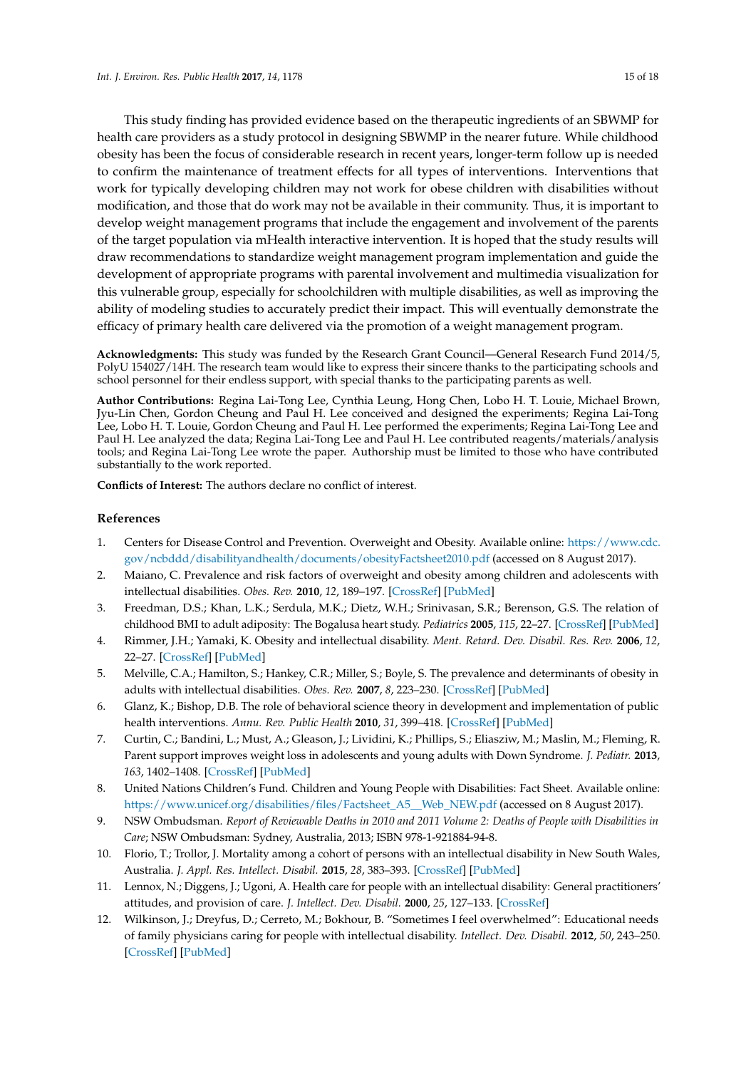This study finding has provided evidence based on the therapeutic ingredients of an SBWMP for health care providers as a study protocol in designing SBWMP in the nearer future. While childhood obesity has been the focus of considerable research in recent years, longer-term follow up is needed to confirm the maintenance of treatment effects for all types of interventions. Interventions that work for typically developing children may not work for obese children with disabilities without modification, and those that do work may not be available in their community. Thus, it is important to develop weight management programs that include the engagement and involvement of the parents of the target population via mHealth interactive intervention. It is hoped that the study results will draw recommendations to standardize weight management program implementation and guide the development of appropriate programs with parental involvement and multimedia visualization for this vulnerable group, especially for schoolchildren with multiple disabilities, as well as improving the ability of modeling studies to accurately predict their impact. This will eventually demonstrate the efficacy of primary health care delivered via the promotion of a weight management program.

**Acknowledgments:** This study was funded by the Research Grant Council—General Research Fund 2014/5, PolyU 154027/14H. The research team would like to express their sincere thanks to the participating schools and school personnel for their endless support, with special thanks to the participating parents as well.

**Author Contributions:** Regina Lai-Tong Lee, Cynthia Leung, Hong Chen, Lobo H. T. Louie, Michael Brown, Jyu-Lin Chen, Gordon Cheung and Paul H. Lee conceived and designed the experiments; Regina Lai-Tong Lee, Lobo H. T. Louie, Gordon Cheung and Paul H. Lee performed the experiments; Regina Lai-Tong Lee and Paul H. Lee analyzed the data; Regina Lai-Tong Lee and Paul H. Lee contributed reagents/materials/analysis tools; and Regina Lai-Tong Lee wrote the paper. Authorship must be limited to those who have contributed substantially to the work reported.

**Conflicts of Interest:** The authors declare no conflict of interest.

## References

1. Centers for Disease Control and Prevention. Overweight and Obesity. Available online: https://www.cdc.gov/ncbddd/disabilityandhealth/documents/obesityFactsheet2010.pdf (accessed on 8 August 2017).
2. Maiano, C. Prevalence and risk factors of overweight and obesity among children and adolescents with intellectual disabilities. *Obes. Rev.* **2010**, *12*, 189–197. [CrossRef] [PubMed]
3. Freedman, D.S.; Khan, L.K.; Serdula, M.K.; Dietz, W.H.; Srinivasan, S.R.; Berenson, G.S. The relation of childhood BMI to adult adiposity: The Bogalusa heart study. *Pediatrics* **2005**, *115*, 22–27. [CrossRef] [PubMed]
4. Rimmer, J.H.; Yamaki, K. Obesity and intellectual disability. *Ment. Retard. Dev. Disabil. Res. Rev.* **2006**, *12*, 22–27. [CrossRef] [PubMed]
5. Melville, C.A.; Hamilton, S.; Hankey, C.R.; Miller, S.; Boyle, S. The prevalence and determinants of obesity in adults with intellectual disabilities. *Obes. Rev.* **2007**, *8*, 223–230. [CrossRef] [PubMed]
6. Glanz, K.; Bishop, D.B. The role of behavioral science theory in development and implementation of public health interventions. *Annu. Rev. Public Health* **2010**, *31*, 399–418. [CrossRef] [PubMed]
7. Curtin, C.; Bandini, L.; Must, A.; Gleason, J.; Lividini, K.; Phillips, S.; Eliasziw, M.; Maslin, M.; Fleming, R. Parent support improves weight loss in adolescents and young adults with Down Syndrome. *J. Pediatr.* **2013**, *163*, 1402–1408. [CrossRef] [PubMed]
8. United Nations Children's Fund. Children and Young People with Disabilities: Fact Sheet. Available online: https://www.unicef.org/disabilities/files/Factsheet_A5__Web_NEW.pdf (accessed on 8 August 2017).
9. NSW Ombudsman. *Report of Reviewable Deaths in 2010 and 2011 Volume 2: Deaths of People with Disabilities in Care*; NSW Ombudsman: Sydney, Australia, 2013; ISBN 978-1-921884-94-8.
10. Florio, T.; Trollor, J. Mortality among a cohort of persons with an intellectual disability in New South Wales, Australia. *J. Appl. Res. Intellect. Disabil.* **2015**, *28*, 383–393. [CrossRef] [PubMed]
11. Lennox, N.; Diggens, J.; Ugoni, A. Health care for people with an intellectual disability: General practitioners' attitudes, and provision of care. *J. Intellect. Dev. Disabil.* **2000**, *25*, 127–133. [CrossRef]
12. Wilkinson, J.; Dreyfus, D.; Cerreto, M.; Bokhour, B. "Sometimes I feel overwhelmed": Educational needs of family physicians caring for people with intellectual disability. *Intellect. Dev. Disabil.* **2012**, *50*, 243–250. [CrossRef] [PubMed]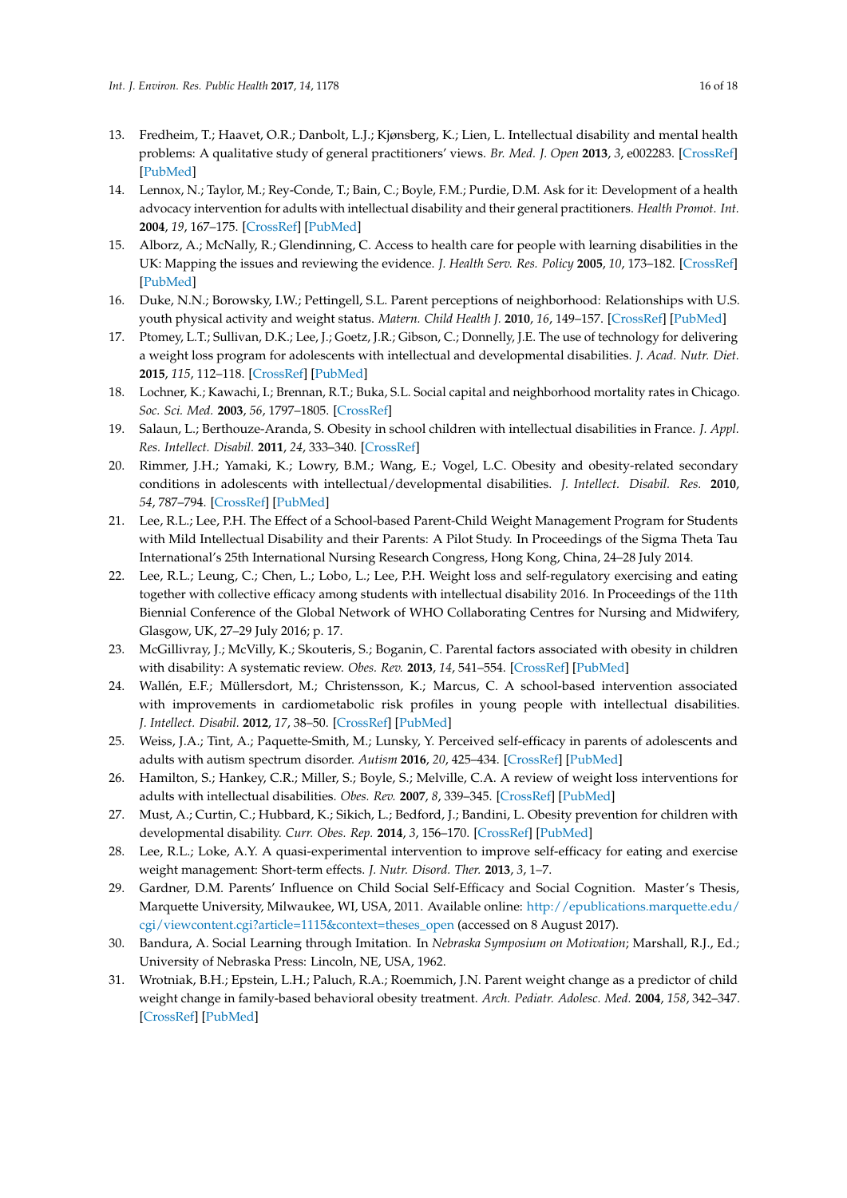13. Fredheim, T.; Haavet, O.R.; Danbolt, L.J.; Kjønsberg, K.; Lien, L. Intellectual disability and mental health problems: A qualitative study of general practitioners' views. *Br. Med. J. Open* **2013**, *3*, e002283. [CrossRef] [PubMed]
14. Lennox, N.; Taylor, M.; Rey-Conde, T.; Bain, C.; Boyle, F.M.; Purdie, D.M. Ask for it: Development of a health advocacy intervention for adults with intellectual disability and their general practitioners. *Health Promot. Int.* **2004**, *19*, 167–175. [CrossRef] [PubMed]
15. Alborz, A.; McNally, R.; Glendinning, C. Access to health care for people with learning disabilities in the UK: Mapping the issues and reviewing the evidence. *J. Health Serv. Res. Policy* **2005**, *10*, 173–182. [CrossRef] [PubMed]
16. Duke, N.N.; Borowsky, I.W.; Pettingell, S.L. Parent perceptions of neighborhood: Relationships with U.S. youth physical activity and weight status. *Matern. Child Health J.* **2010**, *16*, 149–157. [CrossRef] [PubMed]
17. Ptomey, L.T.; Sullivan, D.K.; Lee, J.; Goetz, J.R.; Gibson, C.; Donnelly, J.E. The use of technology for delivering a weight loss program for adolescents with intellectual and developmental disabilities. *J. Acad. Nutr. Diet.* **2015**, *115*, 112–118. [CrossRef] [PubMed]
18. Lochner, K.; Kawachi, I.; Brennan, R.T.; Buka, S.L. Social capital and neighborhood mortality rates in Chicago. *Soc. Sci. Med.* **2003**, *56*, 1797–1805. [CrossRef]
19. Salaun, L.; Berthouze-Aranda, S. Obesity in school children with intellectual disabilities in France. *J. Appl. Res. Intellect. Disabil.* **2011**, *24*, 333–340. [CrossRef]
20. Rimmer, J.H.; Yamaki, K.; Lowry, B.M.; Wang, E.; Vogel, L.C. Obesity and obesity-related secondary conditions in adolescents with intellectual/developmental disabilities. *J. Intellect. Disabil. Res.* **2010**, *54*, 787–794. [CrossRef] [PubMed]
21. Lee, R.L.; Lee, P.H. The Effect of a School-based Parent-Child Weight Management Program for Students with Mild Intellectual Disability and their Parents: A Pilot Study. In Proceedings of the Sigma Theta Tau International's 25th International Nursing Research Congress, Hong Kong, China, 24–28 July 2014.
22. Lee, R.L.; Leung, C.; Chen, L.; Lobo, L.; Lee, P.H. Weight loss and self-regulatory exercising and eating together with collective efficacy among students with intellectual disability 2016. In Proceedings of the 11th Biennial Conference of the Global Network of WHO Collaborating Centres for Nursing and Midwifery, Glasgow, UK, 27–29 July 2016; p. 17.
23. McGillivray, J.; McVilly, K.; Skouteris, S.; Boganin, C. Parental factors associated with obesity in children with disability: A systematic review. *Obes. Rev.* **2013**, *14*, 541–554. [CrossRef] [PubMed]
24. Wallén, E.F.; Müllersdort, M.; Christensson, K.; Marcus, C. A school-based intervention associated with improvements in cardiometabolic risk profiles in young people with intellectual disabilities. *J. Intellect. Disabil.* **2012**, *17*, 38–50. [CrossRef] [PubMed]
25. Weiss, J.A.; Tint, A.; Paquette-Smith, M.; Lunsky, Y. Perceived self-efficacy in parents of adolescents and adults with autism spectrum disorder. *Autism* **2016**, *20*, 425–434. [CrossRef] [PubMed]
26. Hamilton, S.; Hankey, C.R.; Miller, S.; Boyle, S.; Melville, C.A. A review of weight loss interventions for adults with intellectual disabilities. *Obes. Rev.* **2007**, *8*, 339–345. [CrossRef] [PubMed]
27. Must, A.; Curtin, C.; Hubbard, K.; Sikich, L.; Bedford, J.; Bandini, L. Obesity prevention for children with developmental disability. *Curr. Obes. Rep.* **2014**, *3*, 156–170. [CrossRef] [PubMed]
28. Lee, R.L.; Loke, A.Y. A quasi-experimental intervention to improve self-efficacy for eating and exercise weight management: Short-term effects. *J. Nutr. Disord. Ther.* **2013**, *3*, 1–7.
29. Gardner, D.M. Parents' Influence on Child Social Self-Efficacy and Social Cognition. Master's Thesis, Marquette University, Milwaukee, WI, USA, 2011. Available online: http://epublications.marquette.edu/cgi/viewcontent.cgi?article=1115&context=theses_open (accessed on 8 August 2017).
30. Bandura, A. Social Learning through Imitation. In *Nebraska Symposium on Motivation*; Marshall, R.J., Ed.; University of Nebraska Press: Lincoln, NE, USA, 1962.
31. Wrotniak, B.H.; Epstein, L.H.; Paluch, R.A.; Roemmich, J.N. Parent weight change as a predictor of child weight change in family-based behavioral obesity treatment. *Arch. Pediatr. Adolesc. Med.* **2004**, *158*, 342–347. [CrossRef] [PubMed]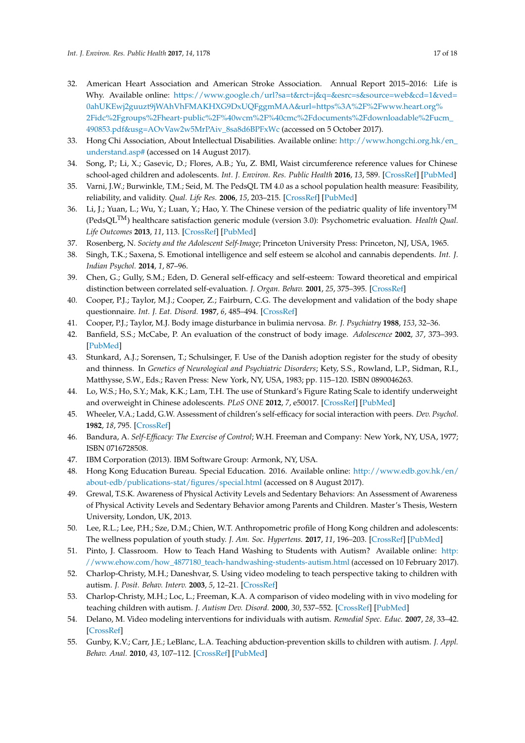32. American Heart Association and American Stroke Association. Annual Report 2015–2016: Life is Why. Available online: https://www.google.ch/url?sa=t&rct=j&q=&esrc=s&source=web&cd=1&ved=0ahUKEwj2guuzt9jWAhVhFMAKHXG9DxUQFggmMAA&url=https%3A%2F%2Fwww.heart.org%2Fidc%2Fgroups%2Fheart-public%2F%40wcm%2F%40cmc%2Fdocuments%2Fdownloadable%2Fucm_490853.pdf&usg=AOvVaw2w5MrPAiv_8sa8d6BPFxWc (accessed on 5 October 2017).
33. Hong Chi Association, About Intellectual Disabilities. Available online: http://www.hongchi.org.hk/en_understand.asp# (accessed on 14 August 2017).
34. Song, P.; Li, X.; Gasevic, D.; Flores, A.B.; Yu, Z. BMI, Waist circumference reference values for Chinese school-aged children and adolescents. *Int. J. Environ. Res. Public Health* **2016**, *13*, 589. [CrossRef] [PubMed]
35. Varni, J.W.; Burwinkle, T.M.; Seid, M. The PedsQL TM 4.0 as a school population health measure: Feasibility, reliability, and validity. *Qual. Life Res.* **2006**, *15*, 203–215. [CrossRef] [PubMed]
36. Li, J.; Yuan, L.; Wu, Y.; Luan, Y.; Hao, Y. The Chinese version of the pediatric quality of life inventory$^{TM}$ (PedsQL$^{TM}$) healthcare satisfaction generic module (version 3.0): Psychometric evaluation. *Health Qual. Life Outcomes* **2013**, *11*, 113. [CrossRef] [PubMed]
37. Rosenberg, N. *Society and the Adolescent Self-Image*; Princeton University Press: Princeton, NJ, USA, 1965.
38. Singh, T.K.; Saxena, S. Emotional intelligence and self esteem se alcohol and cannabis dependents. *Int. J. Indian Psychol.* **2014**, *1*, 87–96.
39. Chen, G.; Gully, S.M.; Eden, D. General self-efficacy and self-esteem: Toward theoretical and empirical distinction between correlated self-evaluation. *J. Organ. Behav.* **2001**, *25*, 375–395. [CrossRef]
40. Cooper, P.J.; Taylor, M.J.; Cooper, Z.; Fairburn, C.G. The development and validation of the body shape questionnaire. *Int. J. Eat. Disord.* **1987**, *6*, 485–494. [CrossRef]
41. Cooper, P.J.; Taylor, M.J. Body image disturbance in bulimia nervosa. *Br. J. Psychiatry* **1988**, *153*, 32–36.
42. Banfield, S.S.; McCabe, P. An evaluation of the construct of body image. *Adolescence* **2002**, *37*, 373–393. [PubMed]
43. Stunkard, A.J.; Sorensen, T.; Schulsinger, F. Use of the Danish adoption register for the study of obesity and thinness. In *Genetics of Neurological and Psychiatric Disorders*; Kety, S.S., Rowland, L.P., Sidman, R.I., Matthysse, S.W., Eds.; Raven Press: New York, NY, USA, 1983; pp. 115–120. ISBN 0890046263.
44. Lo, W.S.; Ho, S.Y.; Mak, K.K.; Lam, T.H. The use of Stunkard's Figure Rating Scale to identify underweight and overweight in Chinese adolescents. *PLoS ONE* **2012**, *7*, e50017. [CrossRef] [PubMed]
45. Wheeler, V.A.; Ladd, G.W. Assessment of children's self-efficacy for social interaction with peers. *Dev. Psychol.* **1982**, *18*, 795. [CrossRef]
46. Bandura, A. *Self-Efficacy: The Exercise of Control*; W.H. Freeman and Company: New York, NY, USA, 1977; ISBN 0716728508.
47. IBM Corporation (2013). IBM Software Group: Armonk, NY, USA.
48. Hong Kong Education Bureau. Special Education. 2016. Available online: http://www.edb.gov.hk/en/about-edb/publications-stat/figures/special.html (accessed on 8 August 2017).
49. Grewal, T.S.K. Awareness of Physical Activity Levels and Sedentary Behaviors: An Assessment of Awareness of Physical Activity Levels and Sedentary Behavior among Parents and Children. Master's Thesis, Western University, London, UK, 2013.
50. Lee, R.L.; Lee, P.H.; Sze, D.M.; Chien, W.T. Anthropometric profile of Hong Kong children and adolescents: The wellness population of youth study. *J. Am. Soc. Hypertens.* **2017**, *11*, 196–203. [CrossRef] [PubMed]
51. Pinto, J. Classroom. How to Teach Hand Washing to Students with Autism? Available online: http://www.ehow.com/how_4877180_teach-handwashing-students-autism.html (accessed on 10 February 2017).
52. Charlop-Christy, M.H.; Daneshvar, S. Using video modeling to teach perspective taking to children with autism. *J. Posit. Behav. Interv.* **2003**, *5*, 12–21. [CrossRef]
53. Charlop-Christy, M.H.; Loc, L.; Freeman, K.A. A comparison of video modeling with in vivo modeling for teaching children with autism. *J. Autism Dev. Disord.* **2000**, *30*, 537–552. [CrossRef] [PubMed]
54. Delano, M. Video modeling interventions for individuals with autism. *Remedial Spec. Educ.* **2007**, *28*, 33–42. [CrossRef]
55. Gunby, K.V.; Carr, J.E.; LeBlanc, L.A. Teaching abduction-prevention skills to children with autism. *J. Appl. Behav. Anal.* **2010**, *43*, 107–112. [CrossRef] [PubMed]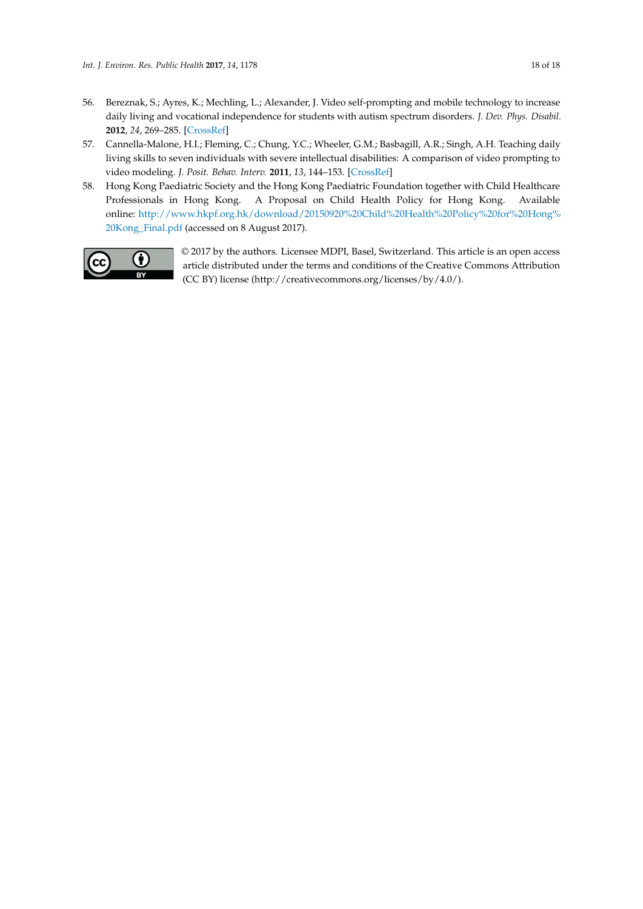56. Bereznak, S.; Ayres, K.; Mechling, L.; Alexander, J. Video self-prompting and mobile technology to increase daily living and vocational independence for students with autism spectrum disorders. *J. Dev. Phys. Disabil.* **2012**, *24*, 269–285. [CrossRef]
57. Cannella-Malone, H.I.; Fleming, C.; Chung, Y.C.; Wheeler, G.M.; Basbagill, A.R.; Singh, A.H. Teaching daily living skills to seven individuals with severe intellectual disabilities: A comparison of video prompting to video modeling. *J. Posit. Behav. Interv.* **2011**, *13*, 144–153. [CrossRef]
58. Hong Kong Paediatric Society and the Hong Kong Paediatric Foundation together with Child Healthcare Professionals in Hong Kong. A Proposal on Child Health Policy for Hong Kong. Available online: http://www.hkpf.org.hk/download/20150920%20Child%20Health%20Policy%20for%20Hong%20Kong_Final.pdf (accessed on 8 August 2017).

© 2017 by the authors. Licensee MDPI, Basel, Switzerland. This article is an open access article distributed under the terms and conditions of the Creative Commons Attribution (CC BY) license (http://creativecommons.org/licenses/by/4.0/).